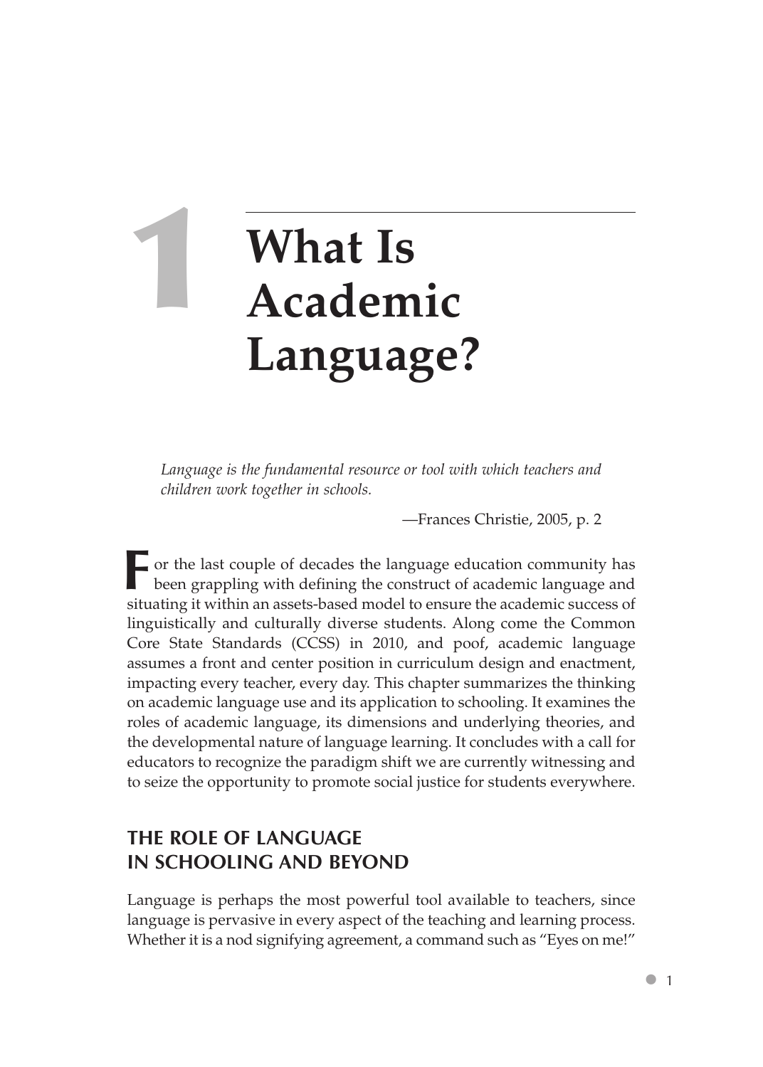# 1 What Is Academic Language?

*Language is the fundamental resource or tool with which teachers and children work together in schools.*

—Frances Christie, 2005, p. 2

For the last couple of decades the language education community has been grappling with defining the construct of academic language and situating it within an assets-based model to ensure the academic success of linguistically and culturally diverse students. Along come the Common Core State Standards (CCSS) in 2010, and poof, academic language assumes a front and center position in curriculum design and enactment, impacting every teacher, every day. This chapter summarizes the thinking on academic language use and its application to schooling. It examines the roles of academic language, its dimensions and underlying theories, and the developmental nature of language learning. It concludes with a call for educators to recognize the paradigm shift we are currently witnessing and to seize the opportunity to promote social justice for students everywhere.

## THE ROLE OF LANGUAGE IN SCHOOLING AND BEYOND

Language is perhaps the most powerful tool available to teachers, since language is pervasive in every aspect of the teaching and learning process. Whether it is a nod signifying agreement, a command such as "Eyes on me!"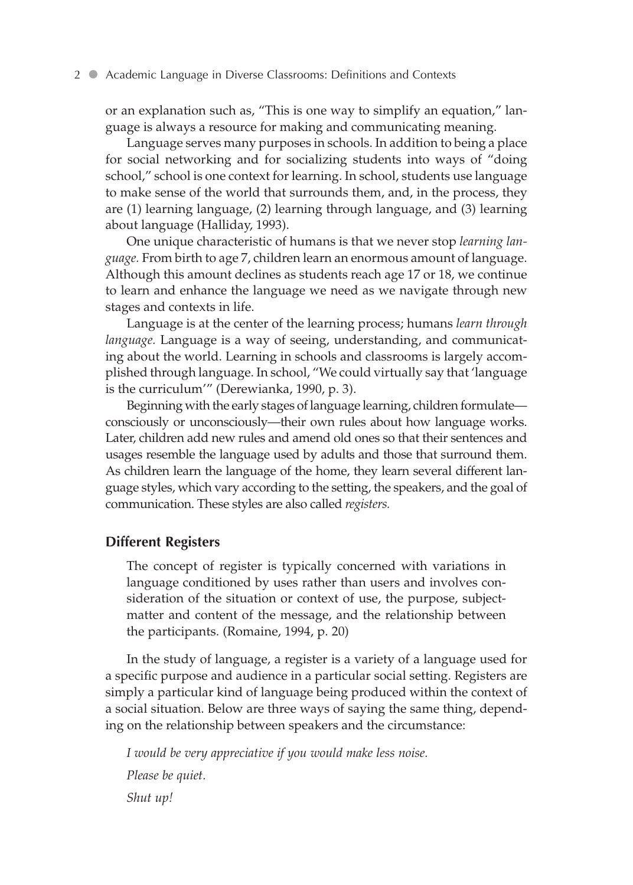or an explanation such as, "This is one way to simplify an equation," language is always a resource for making and communicating meaning.

Language serves many purposes in schools. In addition to being a place for social networking and for socializing students into ways of "doing school," school is one context for learning. In school, students use language to make sense of the world that surrounds them, and, in the process, they are (1) learning language, (2) learning through language, and (3) learning about language (Halliday, 1993).

One unique characteristic of humans is that we never stop *learning language.* From birth to age 7, children learn an enormous amount of language. Although this amount declines as students reach age 17 or 18, we continue to learn and enhance the language we need as we navigate through new stages and contexts in life.

Language is at the center of the learning process; humans *learn through language.* Language is a way of seeing, understanding, and communicating about the world. Learning in schools and classrooms is largely accomplished through language. In school, "We could virtually say that 'language is the curriculum'" (Derewianka, 1990, p. 3).

Beginning with the early stages of language learning, children formulate—consciously or unconsciously—their own rules about how language works. Later, children add new rules and amend old ones so that their sentences and usages resemble the language used by adults and those that surround them. As children learn the language of the home, they learn several different language styles, which vary according to the setting, the speakers, and the goal of communication. These styles are also called *registers.*

### Different Registers

> The concept of register is typically concerned with variations in language conditioned by uses rather than users and involves consideration of the situation or context of use, the purpose, subject-matter and content of the message, and the relationship between the participants. (Romaine, 1994, p. 20)

In the study of language, a register is a variety of a language used for a specific purpose and audience in a particular social setting. Registers are simply a particular kind of language being produced within the context of a social situation. Below are three ways of saying the same thing, depending on the relationship between speakers and the circumstance:

*I would be very appreciative if you would make less noise.*

*Please be quiet.*

*Shut up!*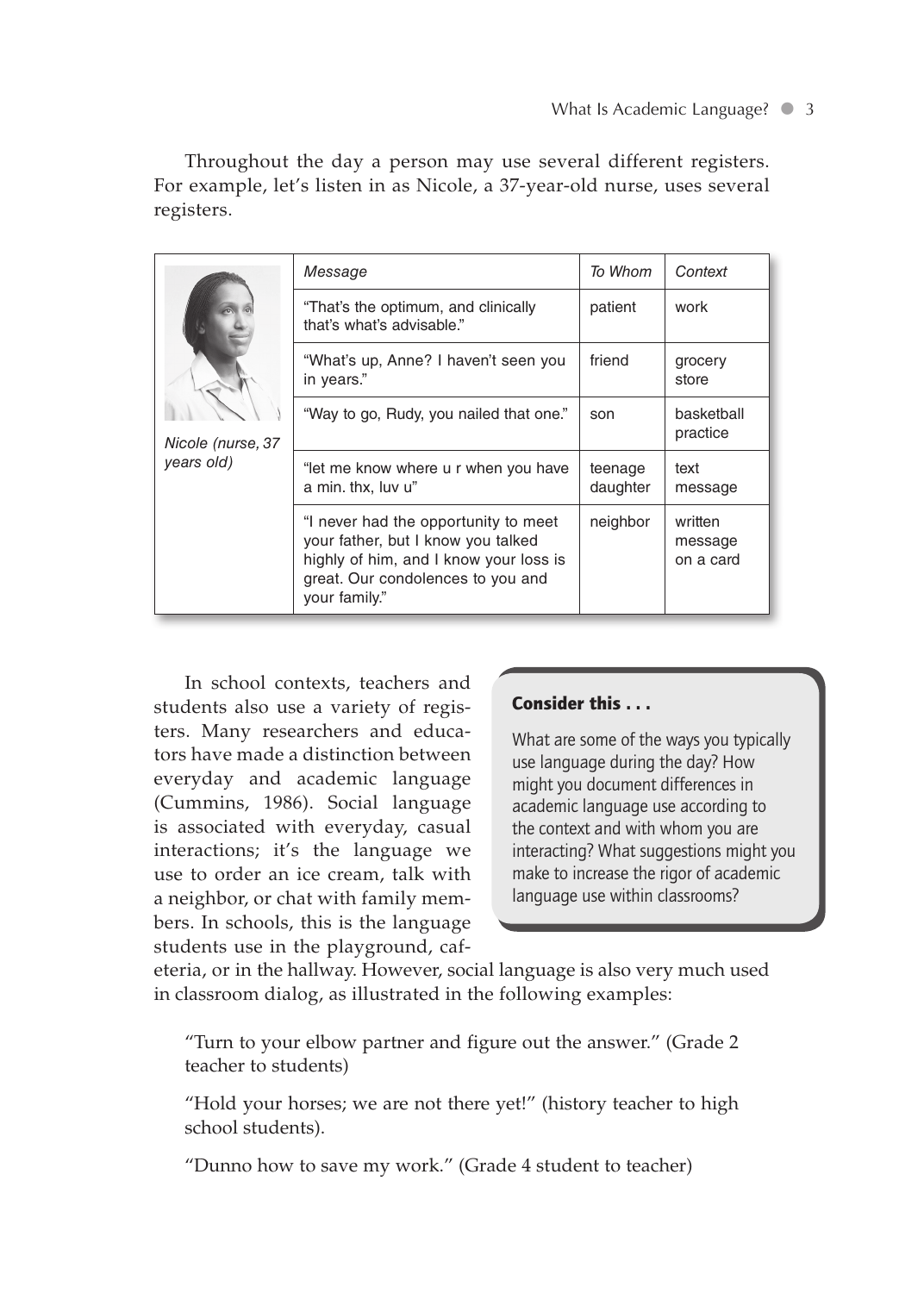Throughout the day a person may use several different registers. For example, let's listen in as Nicole, a 37-year-old nurse, uses several registers.

| *Nicole (nurse, 37 years old)* | *Message* | *To Whom* | *Context* |
|---|---|---|---|
| | "That's the optimum, and clinically that's what's advisable." | patient | work |
| | "What's up, Anne? I haven't seen you in years." | friend | grocery store |
| | "Way to go, Rudy, you nailed that one." | son | basketball practice |
| | "let me know where u r when you have a min. thx, luv u" | teenage daughter | text message |
| | "I never had the opportunity to meet your father, but I know you talked highly of him, and I know your loss is great. Our condolences to you and your family." | neighbor | written message on a card |

In school contexts, teachers and students also use a variety of registers. Many researchers and educators have made a distinction between everyday and academic language (Cummins, 1986). Social language is associated with everyday, casual interactions; it's the language we use to order an ice cream, talk with a neighbor, or chat with family members. In schools, this is the language students use in the playground, cafeteria, or in the hallway. However, social language is also very much used in classroom dialog, as illustrated in the following examples:

> **Consider this . . .**
>
> What are some of the ways you typically use language during the day? How might you document differences in academic language use according to the context and with whom you are interacting? What suggestions might you make to increase the rigor of academic language use within classrooms?

"Turn to your elbow partner and figure out the answer." (Grade 2 teacher to students)

"Hold your horses; we are not there yet!" (history teacher to high school students).

"Dunno how to save my work." (Grade 4 student to teacher)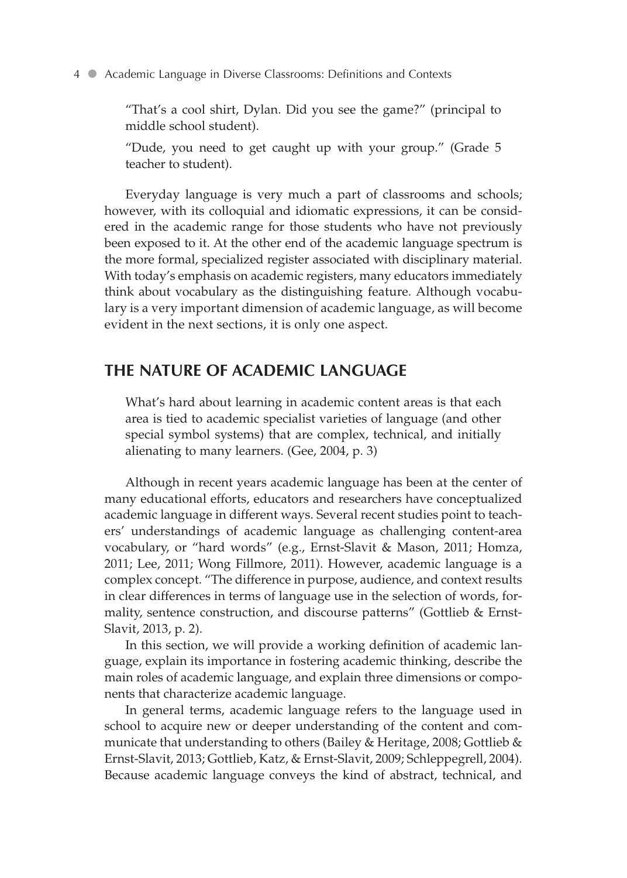"That's a cool shirt, Dylan. Did you see the game?" (principal to middle school student).

"Dude, you need to get caught up with your group." (Grade 5 teacher to student).

Everyday language is very much a part of classrooms and schools; however, with its colloquial and idiomatic expressions, it can be considered in the academic range for those students who have not previously been exposed to it. At the other end of the academic language spectrum is the more formal, specialized register associated with disciplinary material. With today's emphasis on academic registers, many educators immediately think about vocabulary as the distinguishing feature. Although vocabulary is a very important dimension of academic language, as will become evident in the next sections, it is only one aspect.

## THE NATURE OF ACADEMIC LANGUAGE

> What's hard about learning in academic content areas is that each area is tied to academic specialist varieties of language (and other special symbol systems) that are complex, technical, and initially alienating to many learners. (Gee, 2004, p. 3)

Although in recent years academic language has been at the center of many educational efforts, educators and researchers have conceptualized academic language in different ways. Several recent studies point to teachers' understandings of academic language as challenging content-area vocabulary, or "hard words" (e.g., Ernst-Slavit & Mason, 2011; Homza, 2011; Lee, 2011; Wong Fillmore, 2011). However, academic language is a complex concept. "The difference in purpose, audience, and context results in clear differences in terms of language use in the selection of words, formality, sentence construction, and discourse patterns" (Gottlieb & Ernst-Slavit, 2013, p. 2).

In this section, we will provide a working definition of academic language, explain its importance in fostering academic thinking, describe the main roles of academic language, and explain three dimensions or components that characterize academic language.

In general terms, academic language refers to the language used in school to acquire new or deeper understanding of the content and communicate that understanding to others (Bailey & Heritage, 2008; Gottlieb & Ernst-Slavit, 2013; Gottlieb, Katz, & Ernst-Slavit, 2009; Schleppegrell, 2004). Because academic language conveys the kind of abstract, technical, and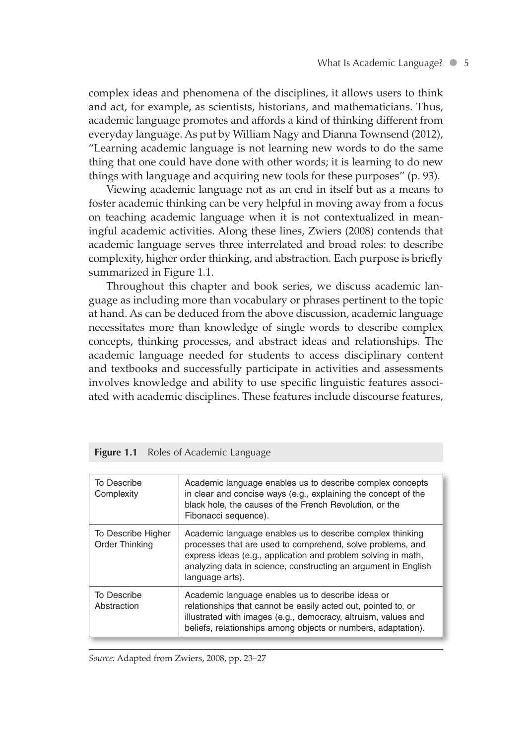complex ideas and phenomena of the disciplines, it allows users to think and act, for example, as scientists, historians, and mathematicians. Thus, academic language promotes and affords a kind of thinking different from everyday language. As put by William Nagy and Dianna Townsend (2012), "Learning academic language is not learning new words to do the same thing that one could have done with other words; it is learning to do new things with language and acquiring new tools for these purposes" (p. 93).

Viewing academic language not as an end in itself but as a means to foster academic thinking can be very helpful in moving away from a focus on teaching academic language when it is not contextualized in meaningful academic activities. Along these lines, Zwiers (2008) contends that academic language serves three interrelated and broad roles: to describe complexity, higher order thinking, and abstraction. Each purpose is briefly summarized in Figure 1.1.

Throughout this chapter and book series, we discuss academic language as including more than vocabulary or phrases pertinent to the topic at hand. As can be deduced from the above discussion, academic language necessitates more than knowledge of single words to describe complex concepts, thinking processes, and abstract ideas and relationships. The academic language needed for students to access disciplinary content and textbooks and successfully participate in activities and assessments involves knowledge and ability to use specific linguistic features associated with academic disciplines. These features include discourse features,

**Figure 1.1** Roles of Academic Language

| | |
|---|---|
| To Describe Complexity | Academic language enables us to describe complex concepts in clear and concise ways (e.g., explaining the concept of the black hole, the causes of the French Revolution, or the Fibonacci sequence). |
| To Describe Higher Order Thinking | Academic language enables us to describe complex thinking processes that are used to comprehend, solve problems, and express ideas (e.g., application and problem solving in math, analyzing data in science, constructing an argument in English language arts). |
| To Describe Abstraction | Academic language enables us to describe ideas or relationships that cannot be easily acted out, pointed to, or illustrated with images (e.g., democracy, altruism, values and beliefs, relationships among objects or numbers, adaptation). |

*Source:* Adapted from Zwiers, 2008, pp. 23–27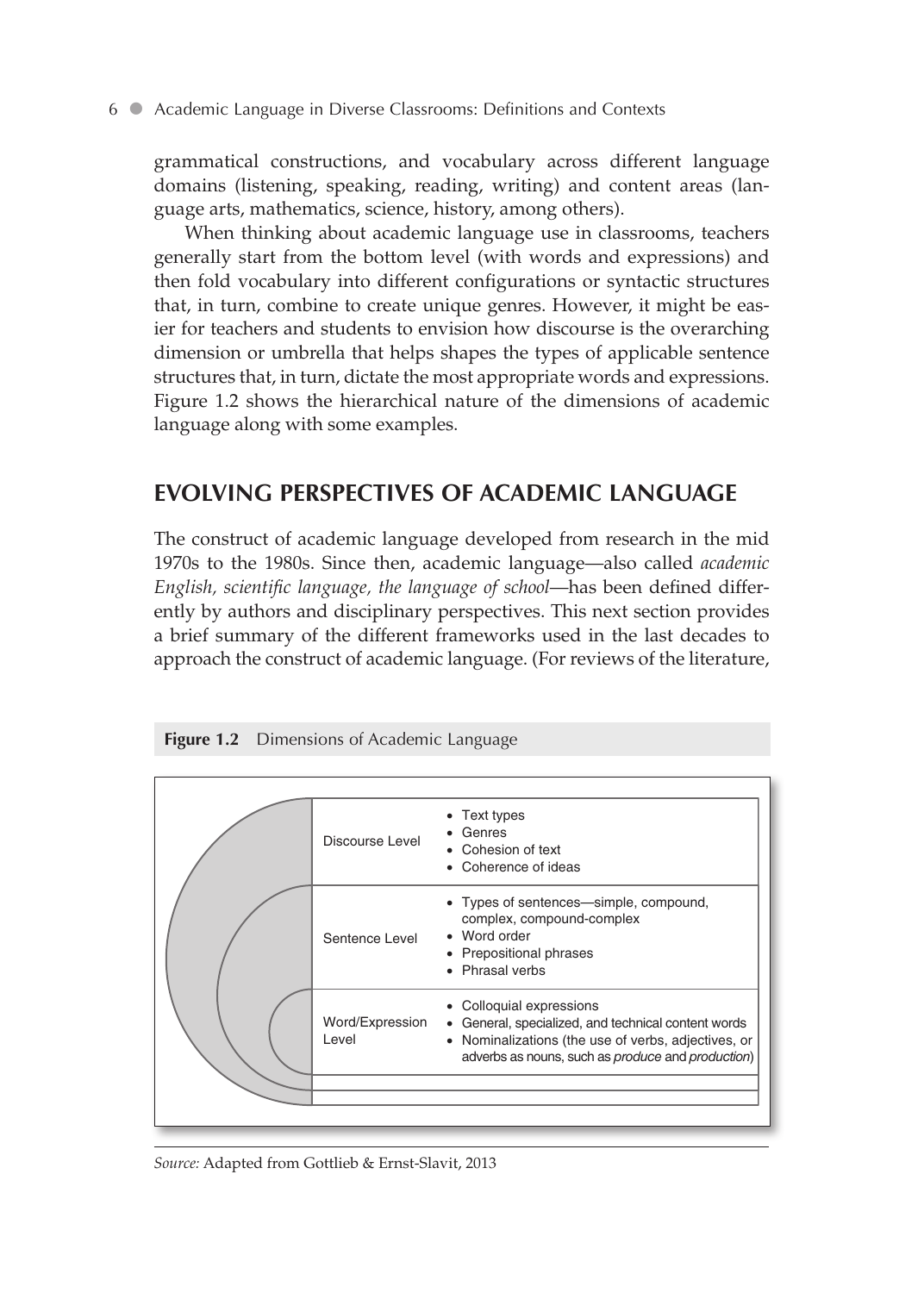grammatical constructions, and vocabulary across different language domains (listening, speaking, reading, writing) and content areas (language arts, mathematics, science, history, among others).

When thinking about academic language use in classrooms, teachers generally start from the bottom level (with words and expressions) and then fold vocabulary into different configurations or syntactic structures that, in turn, combine to create unique genres. However, it might be easier for teachers and students to envision how discourse is the overarching dimension or umbrella that helps shapes the types of applicable sentence structures that, in turn, dictate the most appropriate words and expressions. Figure 1.2 shows the hierarchical nature of the dimensions of academic language along with some examples.

## EVOLVING PERSPECTIVES OF ACADEMIC LANGUAGE

The construct of academic language developed from research in the mid 1970s to the 1980s. Since then, academic language—also called *academic English, scientific language, the language of school*—has been defined differently by authors and disciplinary perspectives. This next section provides a brief summary of the different frameworks used in the last decades to approach the construct of academic language. (For reviews of the literature,

**Figure 1.2** Dimensions of Academic Language

| Level | Examples |
|---|---|
| Discourse Level | • Text types<br>• Genres<br>• Cohesion of text<br>• Coherence of ideas |
| Sentence Level | • Types of sentences—simple, compound, complex, compound-complex<br>• Word order<br>• Prepositional phrases<br>• Phrasal verbs |
| Word/Expression Level | • Colloquial expressions<br>• General, specialized, and technical content words<br>• Nominalizations (the use of verbs, adjectives, or adverbs as nouns, such as *produce* and *production*) |

*Source:* Adapted from Gottlieb & Ernst-Slavit, 2013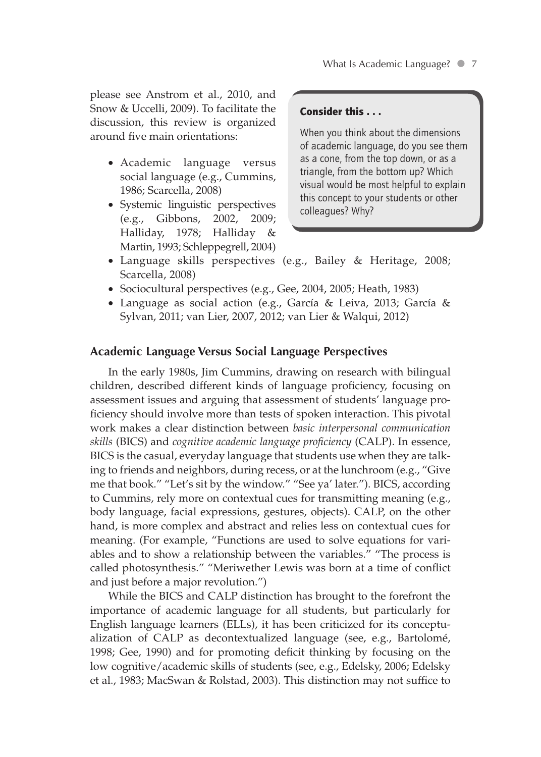please see Anstrom et al., 2010, and Snow & Uccelli, 2009). To facilitate the discussion, this review is organized around five main orientations:

- Academic language versus social language (e.g., Cummins, 1986; Scarcella, 2008)
- Systemic linguistic perspectives (e.g., Gibbons, 2002, 2009; Halliday, 1978; Halliday & Martin, 1993; Schleppegrell, 2004)
- Language skills perspectives (e.g., Bailey & Heritage, 2008; Scarcella, 2008)
- Sociocultural perspectives (e.g., Gee, 2004, 2005; Heath, 1983)
- Language as social action (e.g., García & Leiva, 2013; García & Sylvan, 2011; van Lier, 2007, 2012; van Lier & Walqui, 2012)

> **Consider this . . .**
>
> When you think about the dimensions of academic language, do you see them as a cone, from the top down, or as a triangle, from the bottom up? Which visual would be most helpful to explain this concept to your students or other colleagues? Why?

### Academic Language Versus Social Language Perspectives

In the early 1980s, Jim Cummins, drawing on research with bilingual children, described different kinds of language proficiency, focusing on assessment issues and arguing that assessment of students' language proficiency should involve more than tests of spoken interaction. This pivotal work makes a clear distinction between *basic interpersonal communication skills* (BICS) and *cognitive academic language proficiency* (CALP). In essence, BICS is the casual, everyday language that students use when they are talking to friends and neighbors, during recess, or at the lunchroom (e.g., "Give me that book." "Let's sit by the window." "See ya' later."). BICS, according to Cummins, rely more on contextual cues for transmitting meaning (e.g., body language, facial expressions, gestures, objects). CALP, on the other hand, is more complex and abstract and relies less on contextual cues for meaning. (For example, "Functions are used to solve equations for variables and to show a relationship between the variables." "The process is called photosynthesis." "Meriwether Lewis was born at a time of conflict and just before a major revolution.")

While the BICS and CALP distinction has brought to the forefront the importance of academic language for all students, but particularly for English language learners (ELLs), it has been criticized for its conceptualization of CALP as decontextualized language (see, e.g., Bartolomé, 1998; Gee, 1990) and for promoting deficit thinking by focusing on the low cognitive/academic skills of students (see, e.g., Edelsky, 2006; Edelsky et al., 1983; MacSwan & Rolstad, 2003). This distinction may not suffice to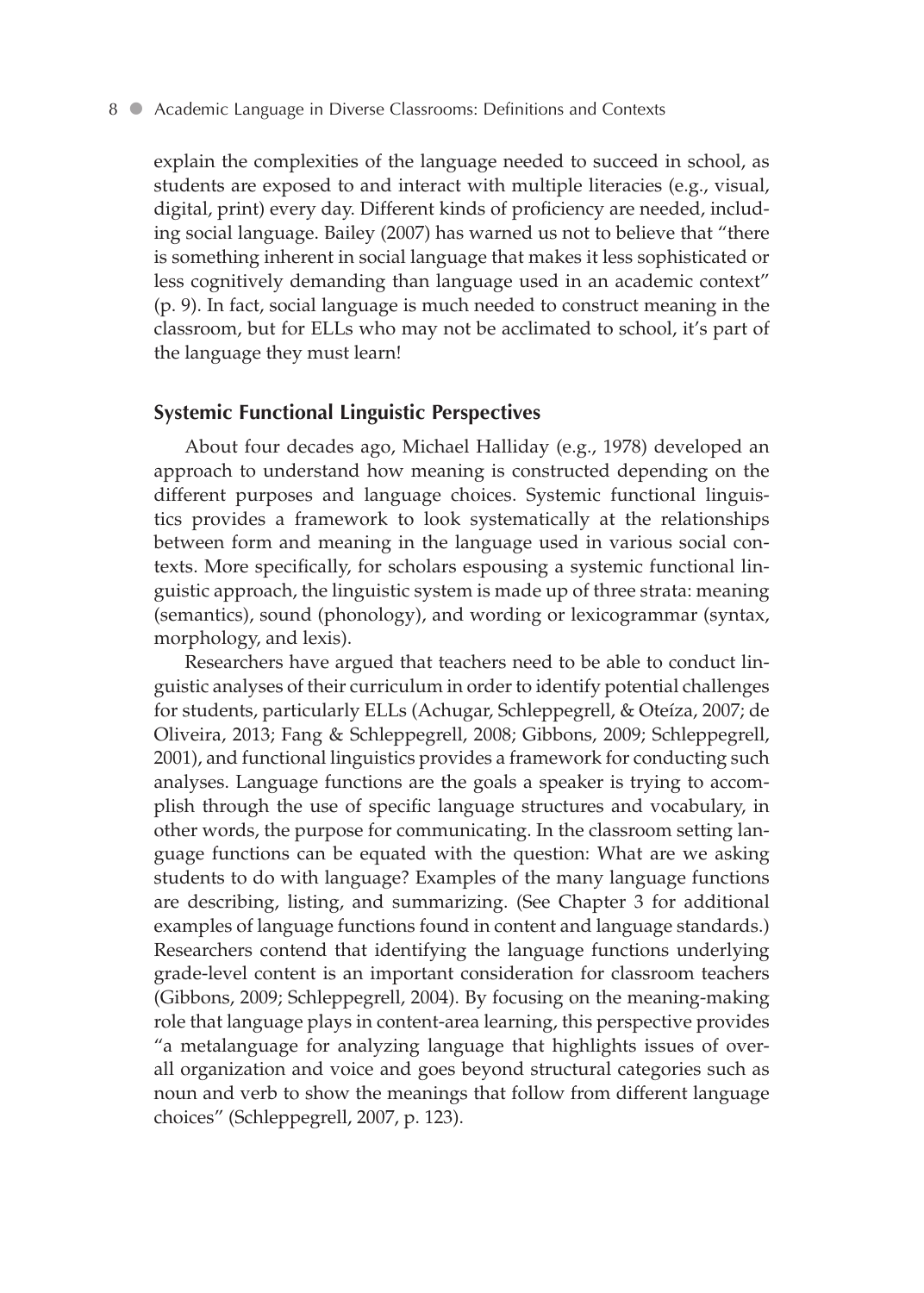explain the complexities of the language needed to succeed in school, as students are exposed to and interact with multiple literacies (e.g., visual, digital, print) every day. Different kinds of proficiency are needed, including social language. Bailey (2007) has warned us not to believe that "there is something inherent in social language that makes it less sophisticated or less cognitively demanding than language used in an academic context" (p. 9). In fact, social language is much needed to construct meaning in the classroom, but for ELLs who may not be acclimated to school, it's part of the language they must learn!

### Systemic Functional Linguistic Perspectives

About four decades ago, Michael Halliday (e.g., 1978) developed an approach to understand how meaning is constructed depending on the different purposes and language choices. Systemic functional linguistics provides a framework to look systematically at the relationships between form and meaning in the language used in various social contexts. More specifically, for scholars espousing a systemic functional linguistic approach, the linguistic system is made up of three strata: meaning (semantics), sound (phonology), and wording or lexicogrammar (syntax, morphology, and lexis).

Researchers have argued that teachers need to be able to conduct linguistic analyses of their curriculum in order to identify potential challenges for students, particularly ELLs (Achugar, Schleppegrell, & Oteíza, 2007; de Oliveira, 2013; Fang & Schleppegrell, 2008; Gibbons, 2009; Schleppegrell, 2001), and functional linguistics provides a framework for conducting such analyses. Language functions are the goals a speaker is trying to accomplish through the use of specific language structures and vocabulary, in other words, the purpose for communicating. In the classroom setting language functions can be equated with the question: What are we asking students to do with language? Examples of the many language functions are describing, listing, and summarizing. (See Chapter 3 for additional examples of language functions found in content and language standards.) Researchers contend that identifying the language functions underlying grade-level content is an important consideration for classroom teachers (Gibbons, 2009; Schleppegrell, 2004). By focusing on the meaning-making role that language plays in content-area learning, this perspective provides "a metalanguage for analyzing language that highlights issues of overall organization and voice and goes beyond structural categories such as noun and verb to show the meanings that follow from different language choices" (Schleppegrell, 2007, p. 123).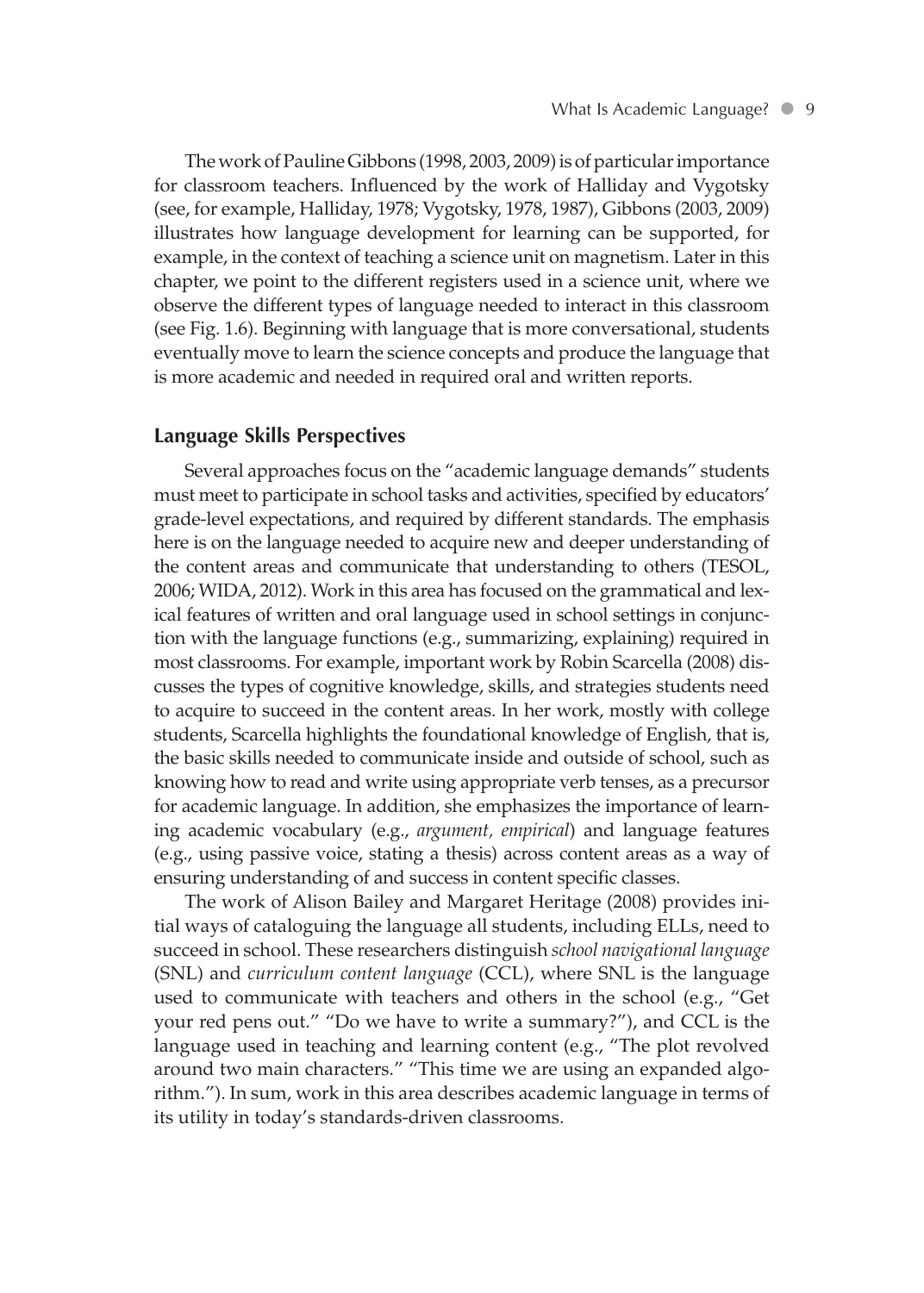The work of Pauline Gibbons (1998, 2003, 2009) is of particular importance for classroom teachers. Influenced by the work of Halliday and Vygotsky (see, for example, Halliday, 1978; Vygotsky, 1978, 1987), Gibbons (2003, 2009) illustrates how language development for learning can be supported, for example, in the context of teaching a science unit on magnetism. Later in this chapter, we point to the different registers used in a science unit, where we observe the different types of language needed to interact in this classroom (see Fig. 1.6). Beginning with language that is more conversational, students eventually move to learn the science concepts and produce the language that is more academic and needed in required oral and written reports.

### Language Skills Perspectives

Several approaches focus on the "academic language demands" students must meet to participate in school tasks and activities, specified by educators' grade-level expectations, and required by different standards. The emphasis here is on the language needed to acquire new and deeper understanding of the content areas and communicate that understanding to others (TESOL, 2006; WIDA, 2012). Work in this area has focused on the grammatical and lexical features of written and oral language used in school settings in conjunction with the language functions (e.g., summarizing, explaining) required in most classrooms. For example, important work by Robin Scarcella (2008) discusses the types of cognitive knowledge, skills, and strategies students need to acquire to succeed in the content areas. In her work, mostly with college students, Scarcella highlights the foundational knowledge of English, that is, the basic skills needed to communicate inside and outside of school, such as knowing how to read and write using appropriate verb tenses, as a precursor for academic language. In addition, she emphasizes the importance of learning academic vocabulary (e.g., *argument, empirical*) and language features (e.g., using passive voice, stating a thesis) across content areas as a way of ensuring understanding of and success in content specific classes.

The work of Alison Bailey and Margaret Heritage (2008) provides initial ways of cataloguing the language all students, including ELLs, need to succeed in school. These researchers distinguish *school navigational language* (SNL) and *curriculum content language* (CCL), where SNL is the language used to communicate with teachers and others in the school (e.g., "Get your red pens out." "Do we have to write a summary?"), and CCL is the language used in teaching and learning content (e.g., "The plot revolved around two main characters." "This time we are using an expanded algorithm."). In sum, work in this area describes academic language in terms of its utility in today's standards-driven classrooms.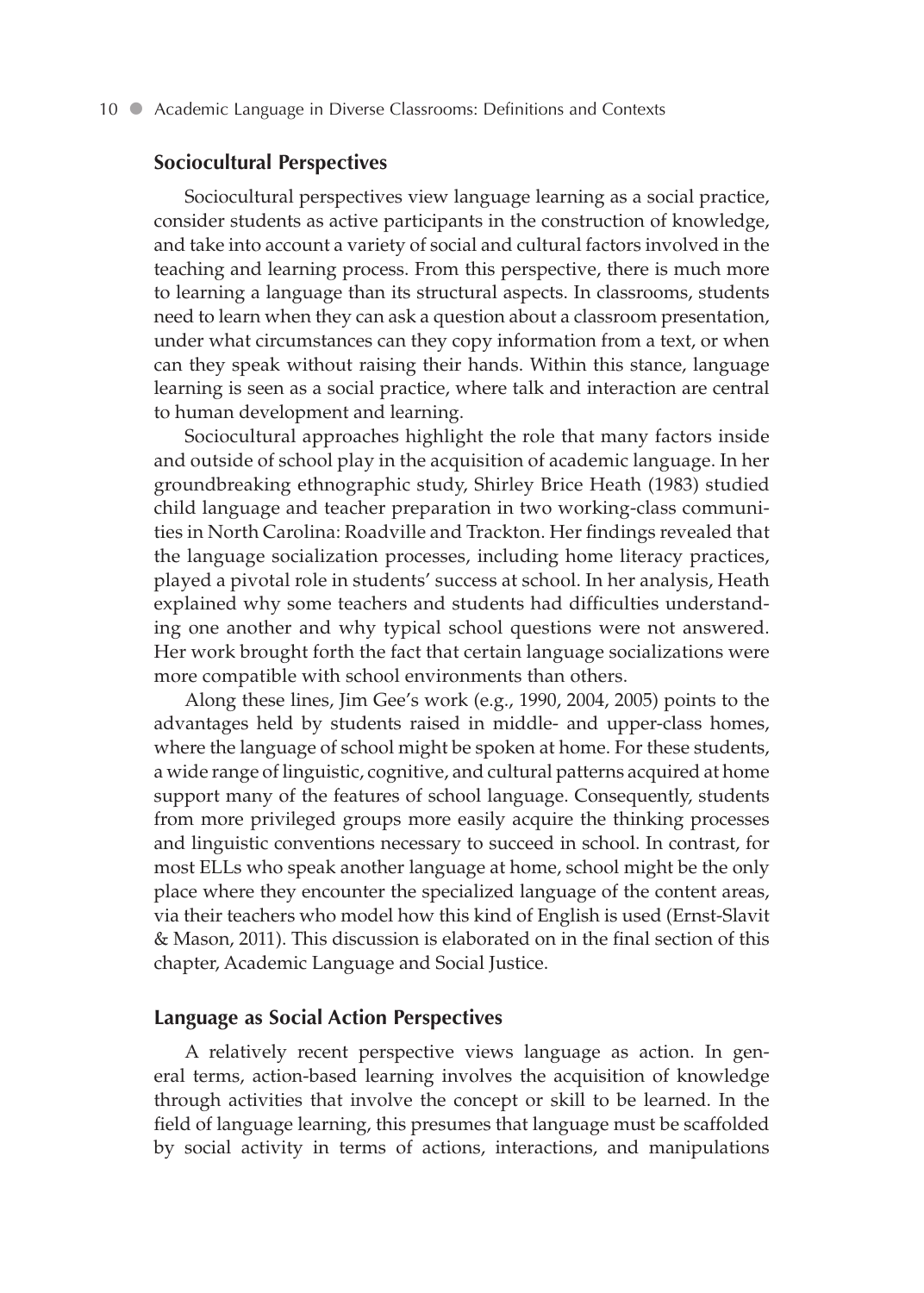### Sociocultural Perspectives

Sociocultural perspectives view language learning as a social practice, consider students as active participants in the construction of knowledge, and take into account a variety of social and cultural factors involved in the teaching and learning process. From this perspective, there is much more to learning a language than its structural aspects. In classrooms, students need to learn when they can ask a question about a classroom presentation, under what circumstances can they copy information from a text, or when can they speak without raising their hands. Within this stance, language learning is seen as a social practice, where talk and interaction are central to human development and learning.

Sociocultural approaches highlight the role that many factors inside and outside of school play in the acquisition of academic language. In her groundbreaking ethnographic study, Shirley Brice Heath (1983) studied child language and teacher preparation in two working-class communities in North Carolina: Roadville and Trackton. Her findings revealed that the language socialization processes, including home literacy practices, played a pivotal role in students' success at school. In her analysis, Heath explained why some teachers and students had difficulties understanding one another and why typical school questions were not answered. Her work brought forth the fact that certain language socializations were more compatible with school environments than others.

Along these lines, Jim Gee's work (e.g., 1990, 2004, 2005) points to the advantages held by students raised in middle- and upper-class homes, where the language of school might be spoken at home. For these students, a wide range of linguistic, cognitive, and cultural patterns acquired at home support many of the features of school language. Consequently, students from more privileged groups more easily acquire the thinking processes and linguistic conventions necessary to succeed in school. In contrast, for most ELLs who speak another language at home, school might be the only place where they encounter the specialized language of the content areas, via their teachers who model how this kind of English is used (Ernst-Slavit & Mason, 2011). This discussion is elaborated on in the final section of this chapter, Academic Language and Social Justice.

### Language as Social Action Perspectives

A relatively recent perspective views language as action. In general terms, action-based learning involves the acquisition of knowledge through activities that involve the concept or skill to be learned. In the field of language learning, this presumes that language must be scaffolded by social activity in terms of actions, interactions, and manipulations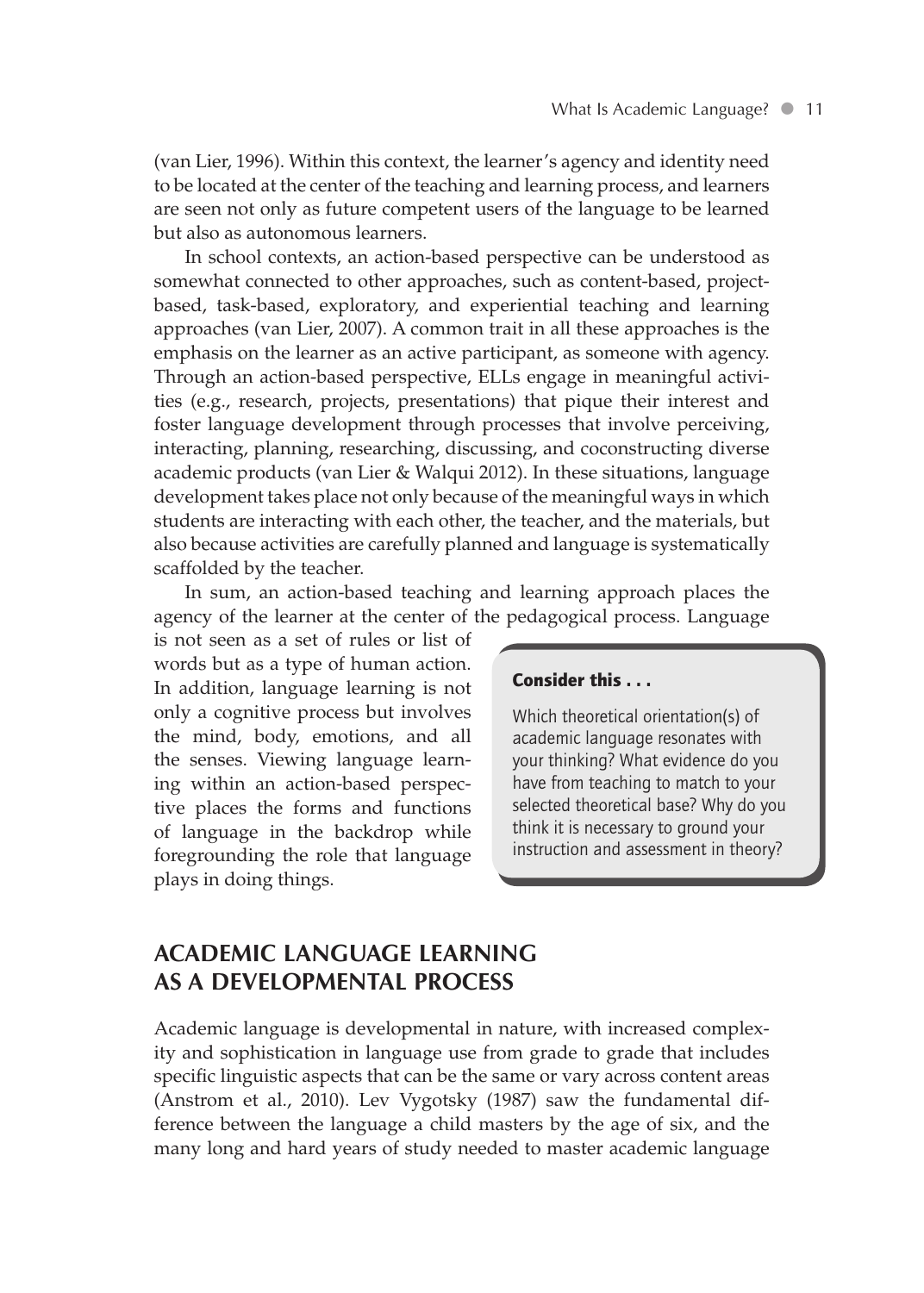(van Lier, 1996). Within this context, the learner's agency and identity need to be located at the center of the teaching and learning process, and learners are seen not only as future competent users of the language to be learned but also as autonomous learners.

In school contexts, an action-based perspective can be understood as somewhat connected to other approaches, such as content-based, project-based, task-based, exploratory, and experiential teaching and learning approaches (van Lier, 2007). A common trait in all these approaches is the emphasis on the learner as an active participant, as someone with agency. Through an action-based perspective, ELLs engage in meaningful activities (e.g., research, projects, presentations) that pique their interest and foster language development through processes that involve perceiving, interacting, planning, researching, discussing, and coconstructing diverse academic products (van Lier & Walqui 2012). In these situations, language development takes place not only because of the meaningful ways in which students are interacting with each other, the teacher, and the materials, but also because activities are carefully planned and language is systematically scaffolded by the teacher.

In sum, an action-based teaching and learning approach places the agency of the learner at the center of the pedagogical process. Language is not seen as a set of rules or list of words but as a type of human action. In addition, language learning is not only a cognitive process but involves the mind, body, emotions, and all the senses. Viewing language learning within an action-based perspective places the forms and functions of language in the backdrop while foregrounding the role that language plays in doing things.

> **Consider this . . .**
>
> Which theoretical orientation(s) of academic language resonates with your thinking? What evidence do you have from teaching to match to your selected theoretical base? Why do you think it is necessary to ground your instruction and assessment in theory?

## ACADEMIC LANGUAGE LEARNING AS A DEVELOPMENTAL PROCESS

Academic language is developmental in nature, with increased complexity and sophistication in language use from grade to grade that includes specific linguistic aspects that can be the same or vary across content areas (Anstrom et al., 2010). Lev Vygotsky (1987) saw the fundamental difference between the language a child masters by the age of six, and the many long and hard years of study needed to master academic language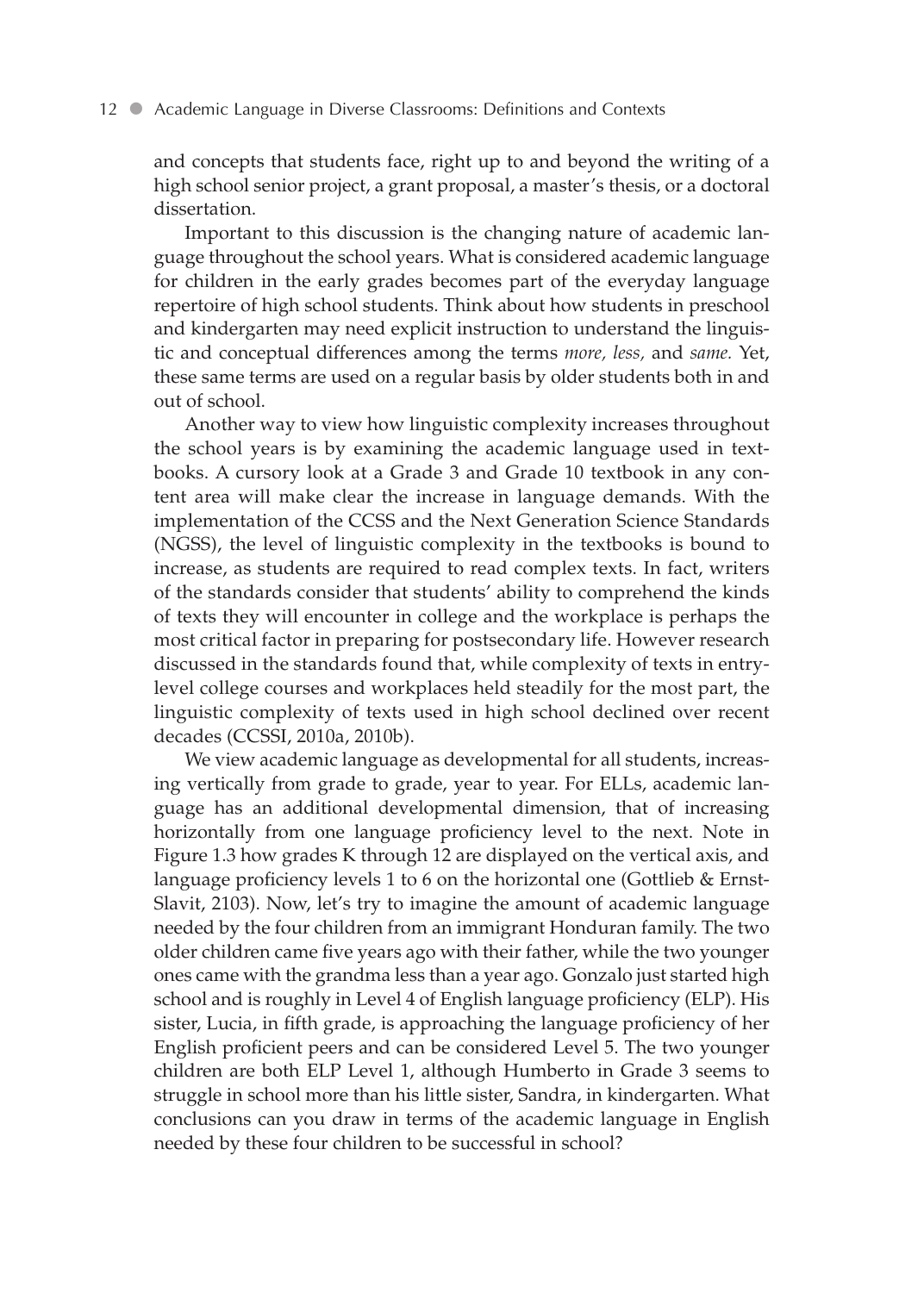and concepts that students face, right up to and beyond the writing of a high school senior project, a grant proposal, a master's thesis, or a doctoral dissertation.

Important to this discussion is the changing nature of academic language throughout the school years. What is considered academic language for children in the early grades becomes part of the everyday language repertoire of high school students. Think about how students in preschool and kindergarten may need explicit instruction to understand the linguistic and conceptual differences among the terms *more, less,* and *same.* Yet, these same terms are used on a regular basis by older students both in and out of school.

Another way to view how linguistic complexity increases throughout the school years is by examining the academic language used in textbooks. A cursory look at a Grade 3 and Grade 10 textbook in any content area will make clear the increase in language demands. With the implementation of the CCSS and the Next Generation Science Standards (NGSS), the level of linguistic complexity in the textbooks is bound to increase, as students are required to read complex texts. In fact, writers of the standards consider that students' ability to comprehend the kinds of texts they will encounter in college and the workplace is perhaps the most critical factor in preparing for postsecondary life. However research discussed in the standards found that, while complexity of texts in entry-level college courses and workplaces held steadily for the most part, the linguistic complexity of texts used in high school declined over recent decades (CCSSI, 2010a, 2010b).

We view academic language as developmental for all students, increasing vertically from grade to grade, year to year. For ELLs, academic language has an additional developmental dimension, that of increasing horizontally from one language proficiency level to the next. Note in Figure 1.3 how grades K through 12 are displayed on the vertical axis, and language proficiency levels 1 to 6 on the horizontal one (Gottlieb & Ernst-Slavit, 2103). Now, let's try to imagine the amount of academic language needed by the four children from an immigrant Honduran family. The two older children came five years ago with their father, while the two younger ones came with the grandma less than a year ago. Gonzalo just started high school and is roughly in Level 4 of English language proficiency (ELP). His sister, Lucia, in fifth grade, is approaching the language proficiency of her English proficient peers and can be considered Level 5. The two younger children are both ELP Level 1, although Humberto in Grade 3 seems to struggle in school more than his little sister, Sandra, in kindergarten. What conclusions can you draw in terms of the academic language in English needed by these four children to be successful in school?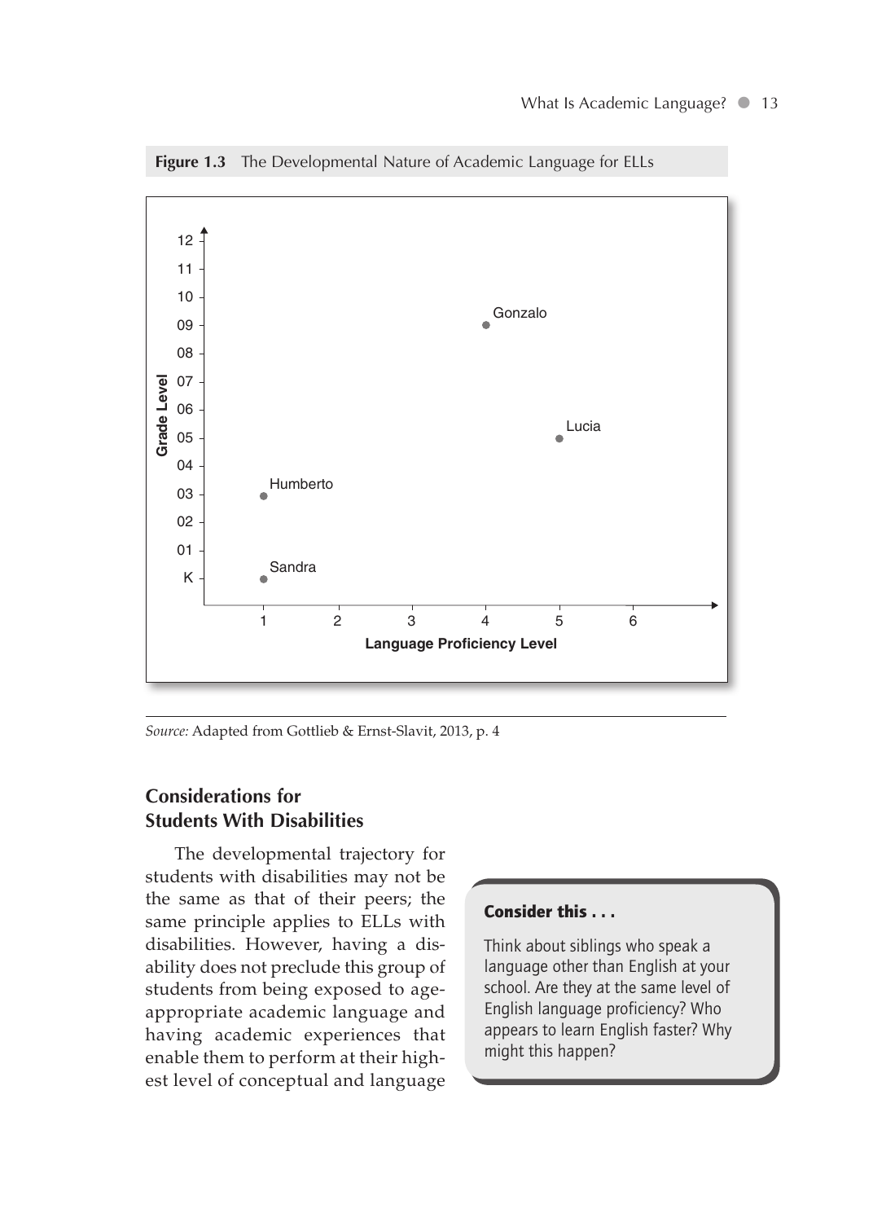**Figure 1.3** The Developmental Nature of Academic Language for ELLs

*Source:* Adapted from Gottlieb & Ernst-Slavit, 2013, p. 4

## Considerations for Students With Disabilities

The developmental trajectory for students with disabilities may not be the same as that of their peers; the same principle applies to ELLs with disabilities. However, having a disability does not preclude this group of students from being exposed to age-appropriate academic language and having academic experiences that enable them to perform at their highest level of conceptual and language

> **Consider this . . .**
>
> Think about siblings who speak a language other than English at your school. Are they at the same level of English language proficiency? Who appears to learn English faster? Why might this happen?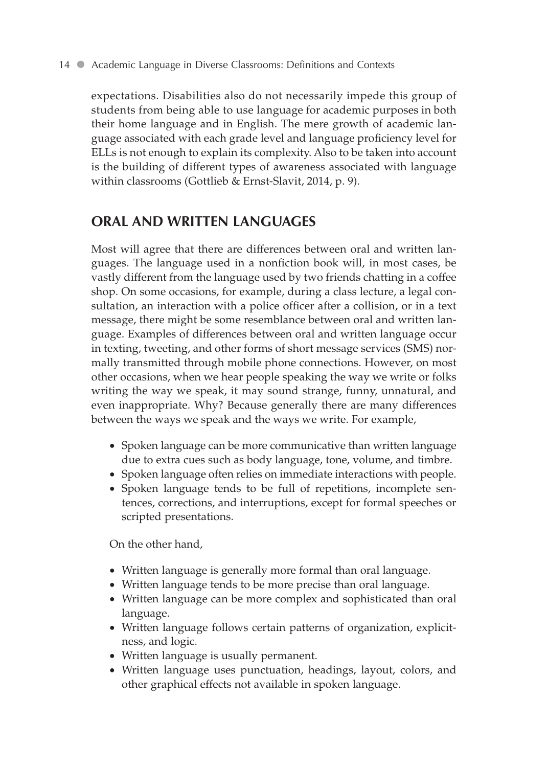expectations. Disabilities also do not necessarily impede this group of students from being able to use language for academic purposes in both their home language and in English. The mere growth of academic language associated with each grade level and language proficiency level for ELLs is not enough to explain its complexity. Also to be taken into account is the building of different types of awareness associated with language within classrooms (Gottlieb & Ernst-Slavit, 2014, p. 9).

## ORAL AND WRITTEN LANGUAGES

Most will agree that there are differences between oral and written languages. The language used in a nonfiction book will, in most cases, be vastly different from the language used by two friends chatting in a coffee shop. On some occasions, for example, during a class lecture, a legal consultation, an interaction with a police officer after a collision, or in a text message, there might be some resemblance between oral and written language. Examples of differences between oral and written language occur in texting, tweeting, and other forms of short message services (SMS) normally transmitted through mobile phone connections. However, on most other occasions, when we hear people speaking the way we write or folks writing the way we speak, it may sound strange, funny, unnatural, and even inappropriate. Why? Because generally there are many differences between the ways we speak and the ways we write. For example,

- Spoken language can be more communicative than written language due to extra cues such as body language, tone, volume, and timbre.
- Spoken language often relies on immediate interactions with people.
- Spoken language tends to be full of repetitions, incomplete sentences, corrections, and interruptions, except for formal speeches or scripted presentations.

On the other hand,

- Written language is generally more formal than oral language.
- Written language tends to be more precise than oral language.
- Written language can be more complex and sophisticated than oral language.
- Written language follows certain patterns of organization, explicitness, and logic.
- Written language is usually permanent.
- Written language uses punctuation, headings, layout, colors, and other graphical effects not available in spoken language.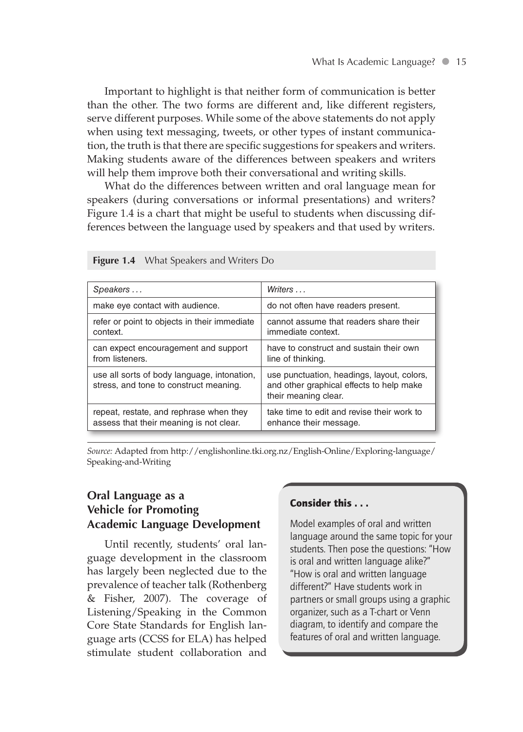Important to highlight is that neither form of communication is better than the other. The two forms are different and, like different registers, serve different purposes. While some of the above statements do not apply when using text messaging, tweets, or other types of instant communication, the truth is that there are specific suggestions for speakers and writers. Making students aware of the differences between speakers and writers will help them improve both their conversational and writing skills.

What do the differences between written and oral language mean for speakers (during conversations or informal presentations) and writers? Figure 1.4 is a chart that might be useful to students when discussing differences between the language used by speakers and that used by writers.

**Figure 1.4** What Speakers and Writers Do

| *Speakers . . .* | *Writers . . .* |
|---|---|
| make eye contact with audience. | do not often have readers present. |
| refer or point to objects in their immediate context. | cannot assume that readers share their immediate context. |
| can expect encouragement and support from listeners. | have to construct and sustain their own line of thinking. |
| use all sorts of body language, intonation, stress, and tone to construct meaning. | use punctuation, headings, layout, colors, and other graphical effects to help make their meaning clear. |
| repeat, restate, and rephrase when they assess that their meaning is not clear. | take time to edit and revise their work to enhance their message. |

*Source:* Adapted from http://englishonline.tki.org.nz/English-Online/Exploring-language/Speaking-and-Writing

## Oral Language as a Vehicle for Promoting Academic Language Development

Until recently, students' oral language development in the classroom has largely been neglected due to the prevalence of teacher talk (Rothenberg & Fisher, 2007). The coverage of Listening/Speaking in the Common Core State Standards for English language arts (CCSS for ELA) has helped stimulate student collaboration and

> **Consider this . . .**
>
> Model examples of oral and written language around the same topic for your students. Then pose the questions: "How is oral and written language alike?" "How is oral and written language different?" Have students work in partners or small groups using a graphic organizer, such as a T-chart or Venn diagram, to identify and compare the features of oral and written language.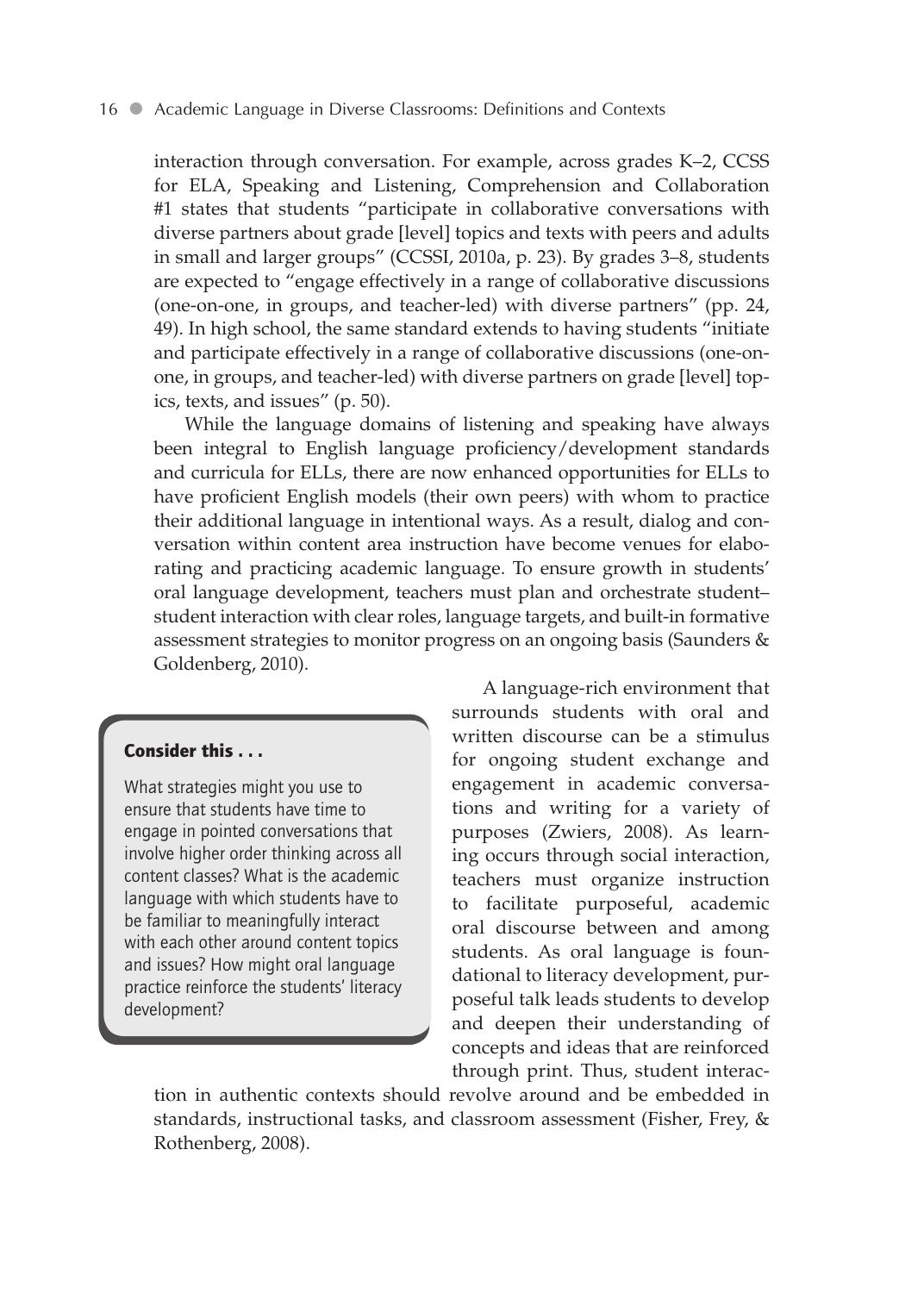interaction through conversation. For example, across grades K–2, CCSS for ELA, Speaking and Listening, Comprehension and Collaboration #1 states that students "participate in collaborative conversations with diverse partners about grade [level] topics and texts with peers and adults in small and larger groups" (CCSSI, 2010a, p. 23). By grades 3–8, students are expected to "engage effectively in a range of collaborative discussions (one-on-one, in groups, and teacher-led) with diverse partners" (pp. 24, 49). In high school, the same standard extends to having students "initiate and participate effectively in a range of collaborative discussions (one-on-one, in groups, and teacher-led) with diverse partners on grade [level] topics, texts, and issues" (p. 50).

While the language domains of listening and speaking have always been integral to English language proficiency/development standards and curricula for ELLs, there are now enhanced opportunities for ELLs to have proficient English models (their own peers) with whom to practice their additional language in intentional ways. As a result, dialog and conversation within content area instruction have become venues for elaborating and practicing academic language. To ensure growth in students' oral language development, teachers must plan and orchestrate student–student interaction with clear roles, language targets, and built-in formative assessment strategies to monitor progress on an ongoing basis (Saunders & Goldenberg, 2010).

> **Consider this . . .**
>
> What strategies might you use to ensure that students have time to engage in pointed conversations that involve higher order thinking across all content classes? What is the academic language with which students have to be familiar to meaningfully interact with each other around content topics and issues? How might oral language practice reinforce the students' literacy development?

A language-rich environment that surrounds students with oral and written discourse can be a stimulus for ongoing student exchange and engagement in academic conversations and writing for a variety of purposes (Zwiers, 2008). As learning occurs through social interaction, teachers must organize instruction to facilitate purposeful, academic oral discourse between and among students. As oral language is foundational to literacy development, purposeful talk leads students to develop and deepen their understanding of concepts and ideas that are reinforced through print. Thus, student interaction in authentic contexts should revolve around and be embedded in standards, instructional tasks, and classroom assessment (Fisher, Frey, & Rothenberg, 2008).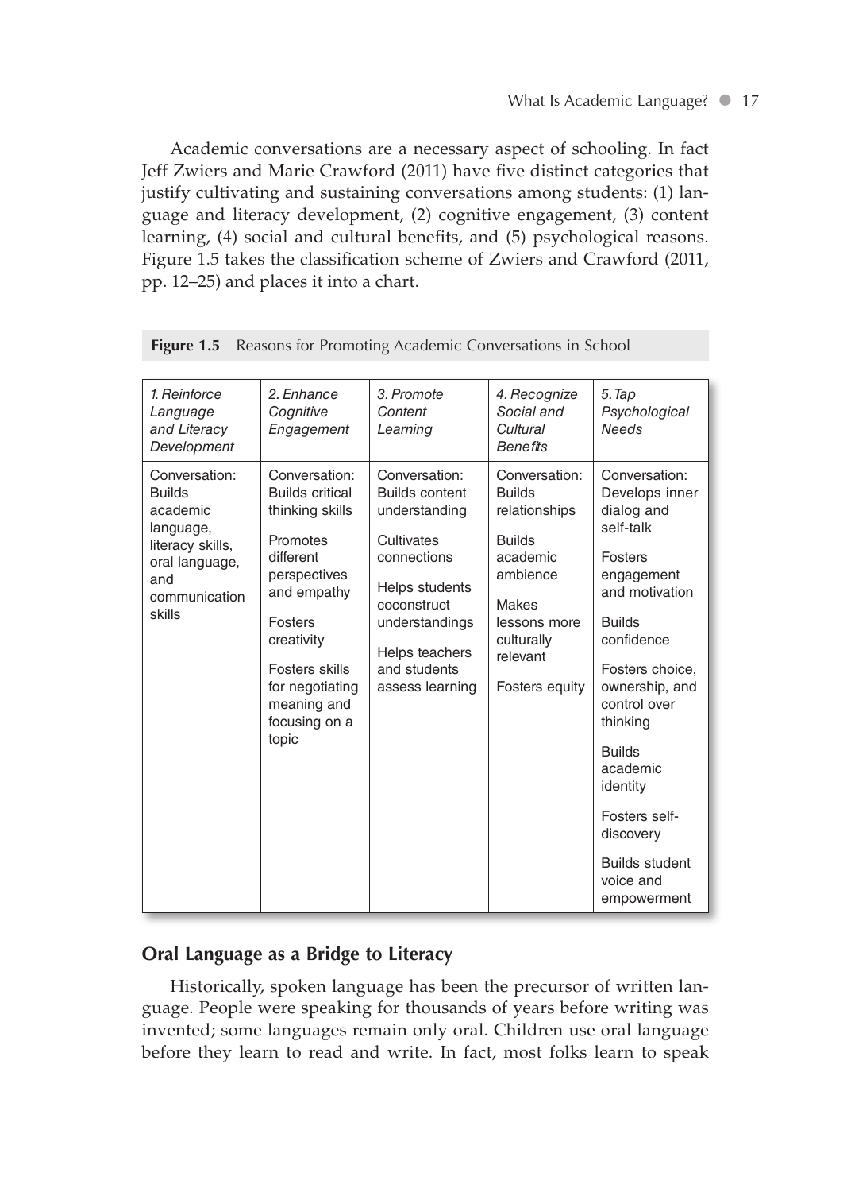Academic conversations are a necessary aspect of schooling. In fact Jeff Zwiers and Marie Crawford (2011) have five distinct categories that justify cultivating and sustaining conversations among students: (1) language and literacy development, (2) cognitive engagement, (3) content learning, (4) social and cultural benefits, and (5) psychological reasons. Figure 1.5 takes the classification scheme of Zwiers and Crawford (2011, pp. 12–25) and places it into a chart.

**Figure 1.5** Reasons for Promoting Academic Conversations in School

| *1. Reinforce Language and Literacy Development* | *2. Enhance Cognitive Engagement* | *3. Promote Content Learning* | *4. Recognize Social and Cultural Benefits* | *5. Tap Psychological Needs* |
|---|---|---|---|---|
| Conversation: Builds academic language, literacy skills, oral language, and communication skills | Conversation: Builds critical thinking skills<br><br>Promotes different perspectives and empathy<br><br>Fosters creativity<br><br>Fosters skills for negotiating meaning and focusing on a topic | Conversation: Builds content understanding<br><br>Cultivates connections<br><br>Helps students coconstruct understandings<br><br>Helps teachers and students assess learning | Conversation: Builds relationships<br><br>Builds academic ambience<br><br>Makes lessons more culturally relevant<br><br>Fosters equity | Conversation: Develops inner dialog and self-talk<br><br>Fosters engagement and motivation<br><br>Builds confidence<br><br>Fosters choice, ownership, and control over thinking<br><br>Builds academic identity<br><br>Fosters self-discovery<br><br>Builds student voice and empowerment |

## Oral Language as a Bridge to Literacy

Historically, spoken language has been the precursor of written language. People were speaking for thousands of years before writing was invented; some languages remain only oral. Children use oral language before they learn to read and write. In fact, most folks learn to speak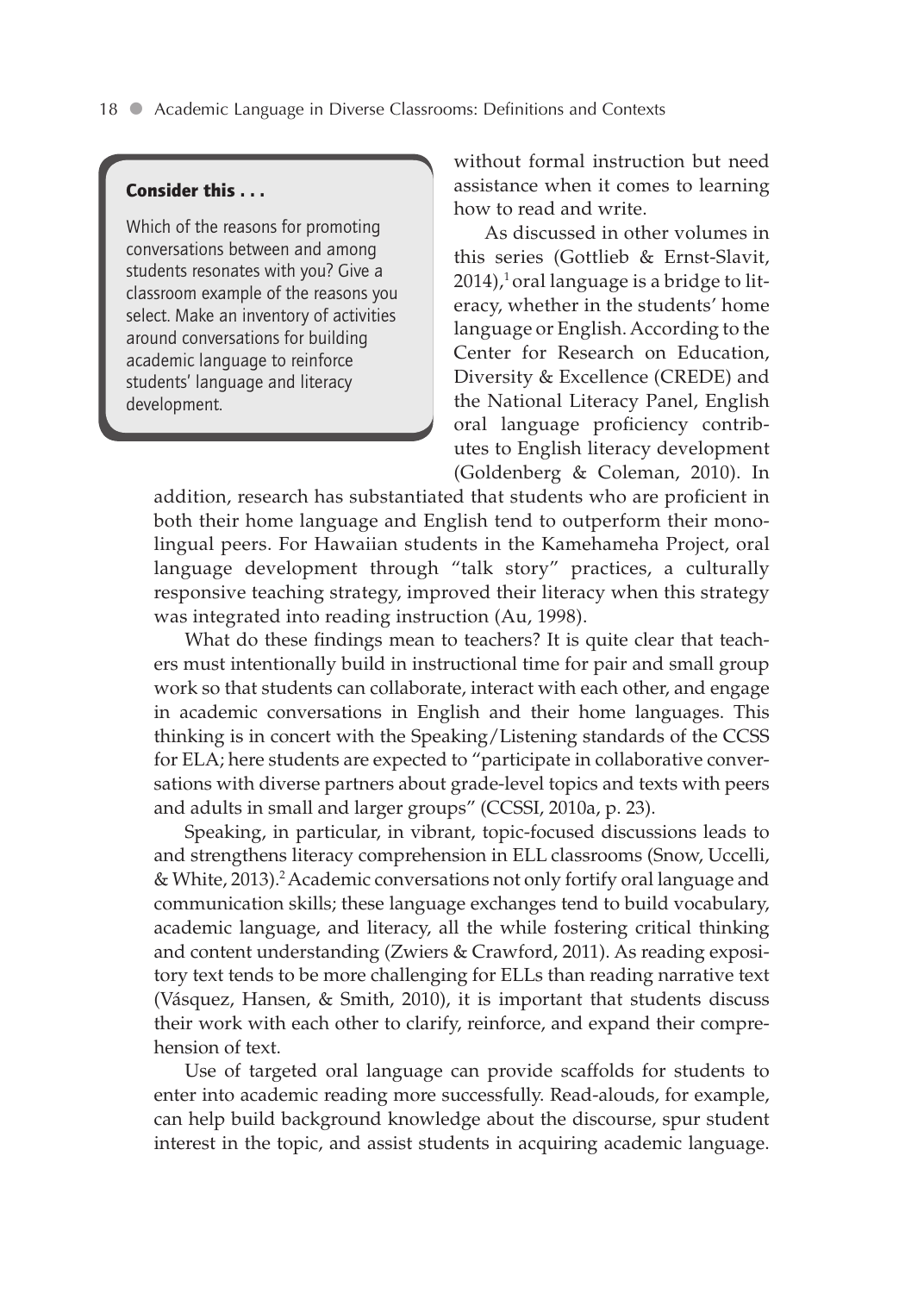> **Consider this . . .**
>
> Which of the reasons for promoting conversations between and among students resonates with you? Give a classroom example of the reasons you select. Make an inventory of activities around conversations for building academic language to reinforce students' language and literacy development.

without formal instruction but need assistance when it comes to learning how to read and write.

As discussed in other volumes in this series (Gottlieb & Ernst-Slavit, 2014),[1] oral language is a bridge to literacy, whether in the students' home language or English. According to the Center for Research on Education, Diversity & Excellence (CREDE) and the National Literacy Panel, English oral language proficiency contributes to English literacy development (Goldenberg & Coleman, 2010). In addition, research has substantiated that students who are proficient in both their home language and English tend to outperform their monolingual peers. For Hawaiian students in the Kamehameha Project, oral language development through "talk story" practices, a culturally responsive teaching strategy, improved their literacy when this strategy was integrated into reading instruction (Au, 1998).

What do these findings mean to teachers? It is quite clear that teachers must intentionally build in instructional time for pair and small group work so that students can collaborate, interact with each other, and engage in academic conversations in English and their home languages. This thinking is in concert with the Speaking/Listening standards of the CCSS for ELA; here students are expected to "participate in collaborative conversations with diverse partners about grade-level topics and texts with peers and adults in small and larger groups" (CCSSI, 2010a, p. 23).

Speaking, in particular, in vibrant, topic-focused discussions leads to and strengthens literacy comprehension in ELL classrooms (Snow, Uccelli, & White, 2013).[2] Academic conversations not only fortify oral language and communication skills; these language exchanges tend to build vocabulary, academic language, and literacy, all the while fostering critical thinking and content understanding (Zwiers & Crawford, 2011). As reading expository text tends to be more challenging for ELLs than reading narrative text (Vásquez, Hansen, & Smith, 2010), it is important that students discuss their work with each other to clarify, reinforce, and expand their comprehension of text.

Use of targeted oral language can provide scaffolds for students to enter into academic reading more successfully. Read-alouds, for example, can help build background knowledge about the discourse, spur student interest in the topic, and assist students in acquiring academic language.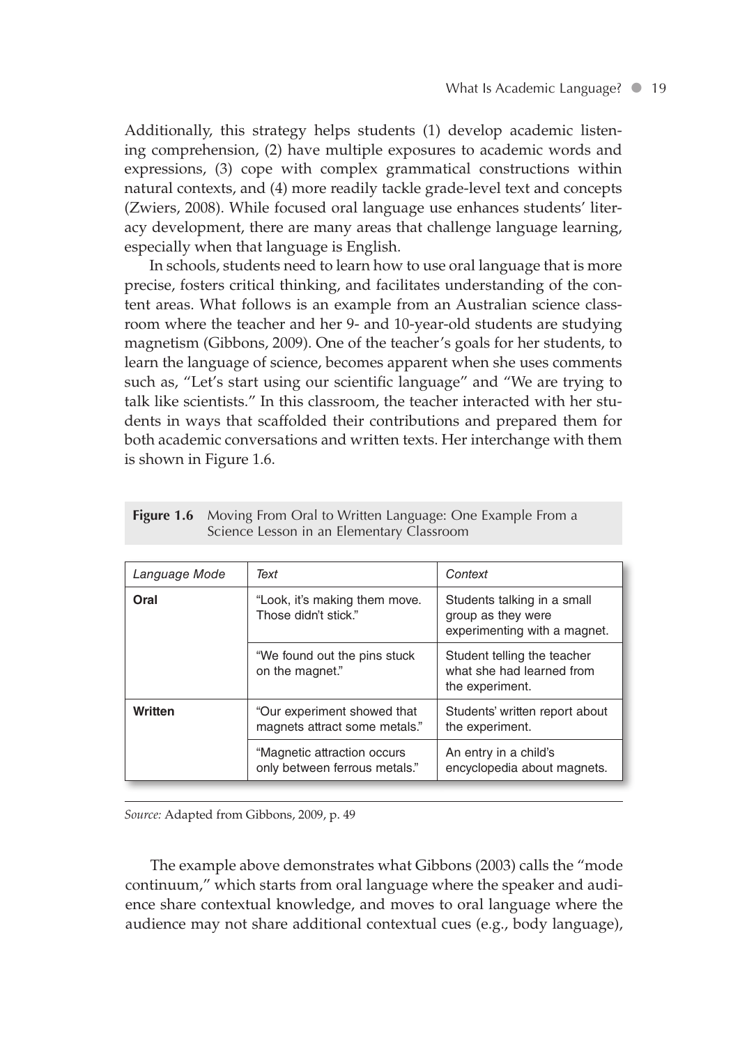Additionally, this strategy helps students (1) develop academic listening comprehension, (2) have multiple exposures to academic words and expressions, (3) cope with complex grammatical constructions within natural contexts, and (4) more readily tackle grade-level text and concepts (Zwiers, 2008). While focused oral language use enhances students' literacy development, there are many areas that challenge language learning, especially when that language is English.

In schools, students need to learn how to use oral language that is more precise, fosters critical thinking, and facilitates understanding of the content areas. What follows is an example from an Australian science classroom where the teacher and her 9- and 10-year-old students are studying magnetism (Gibbons, 2009). One of the teacher's goals for her students, to learn the language of science, becomes apparent when she uses comments such as, "Let's start using our scientific language" and "We are trying to talk like scientists." In this classroom, the teacher interacted with her students in ways that scaffolded their contributions and prepared them for both academic conversations and written texts. Her interchange with them is shown in Figure 1.6.

**Figure 1.6** Moving From Oral to Written Language: One Example From a Science Lesson in an Elementary Classroom

| *Language Mode* | *Text* | *Context* |
|---|---|---|
| **Oral** | "Look, it's making them move. Those didn't stick." | Students talking in a small group as they were experimenting with a magnet. |
| | "We found out the pins stuck on the magnet." | Student telling the teacher what she had learned from the experiment. |
| **Written** | "Our experiment showed that magnets attract some metals." | Students' written report about the experiment. |
| | "Magnetic attraction occurs only between ferrous metals." | An entry in a child's encyclopedia about magnets. |

*Source:* Adapted from Gibbons, 2009, p. 49

The example above demonstrates what Gibbons (2003) calls the "mode continuum," which starts from oral language where the speaker and audience share contextual knowledge, and moves to oral language where the audience may not share additional contextual cues (e.g., body language),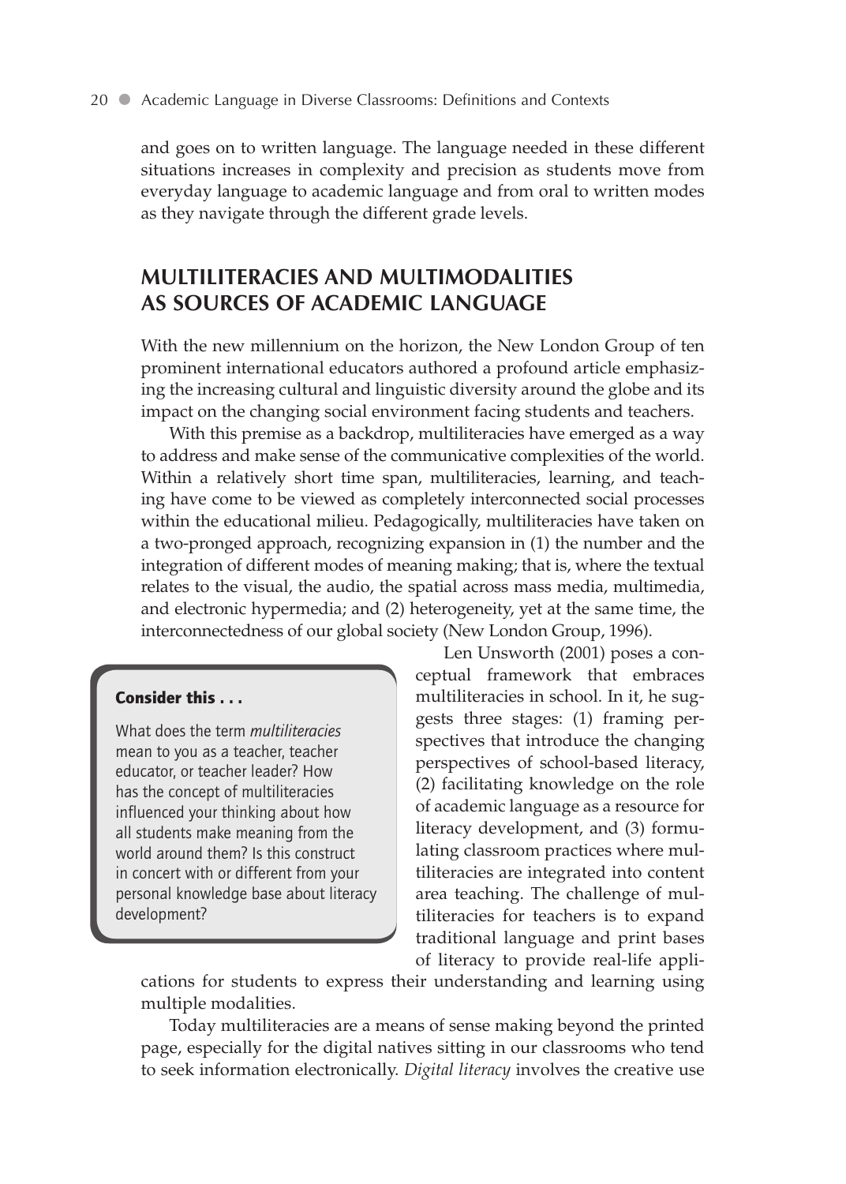and goes on to written language. The language needed in these different situations increases in complexity and precision as students move from everyday language to academic language and from oral to written modes as they navigate through the different grade levels.

## MULTILITERACIES AND MULTIMODALITIES AS SOURCES OF ACADEMIC LANGUAGE

With the new millennium on the horizon, the New London Group of ten prominent international educators authored a profound article emphasizing the increasing cultural and linguistic diversity around the globe and its impact on the changing social environment facing students and teachers.

With this premise as a backdrop, multiliteracies have emerged as a way to address and make sense of the communicative complexities of the world. Within a relatively short time span, multiliteracies, learning, and teaching have come to be viewed as completely interconnected social processes within the educational milieu. Pedagogically, multiliteracies have taken on a two-pronged approach, recognizing expansion in (1) the number and the integration of different modes of meaning making; that is, where the textual relates to the visual, the audio, the spatial across mass media, multimedia, and electronic hypermedia; and (2) heterogeneity, yet at the same time, the interconnectedness of our global society (New London Group, 1996).

Len Unsworth (2001) poses a conceptual framework that embraces multiliteracies in school. In it, he suggests three stages: (1) framing perspectives that introduce the changing perspectives of school-based literacy, (2) facilitating knowledge on the role of academic language as a resource for literacy development, and (3) formulating classroom practices where multiliteracies are integrated into content area teaching. The challenge of multiliteracies for teachers is to expand traditional language and print bases of literacy to provide real-life applications for students to express their understanding and learning using multiple modalities.

> **Consider this . . .**
>
> What does the term *multiliteracies* mean to you as a teacher, teacher educator, or teacher leader? How has the concept of multiliteracies influenced your thinking about how all students make meaning from the world around them? Is this construct in concert with or different from your personal knowledge base about literacy development?

Today multiliteracies are a means of sense making beyond the printed page, especially for the digital natives sitting in our classrooms who tend to seek information electronically. *Digital literacy* involves the creative use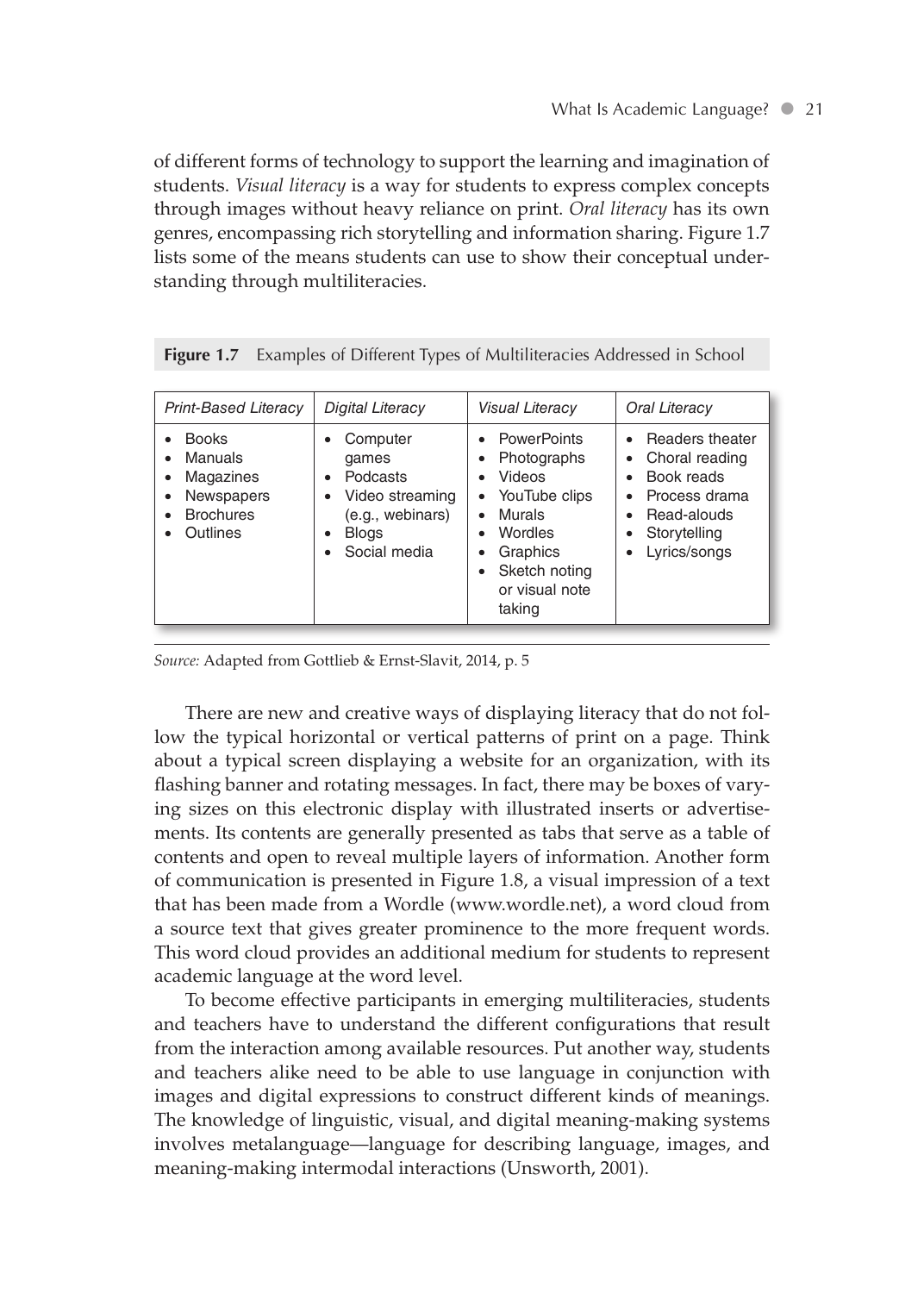of different forms of technology to support the learning and imagination of students. *Visual literacy* is a way for students to express complex concepts through images without heavy reliance on print. *Oral literacy* has its own genres, encompassing rich storytelling and information sharing. Figure 1.7 lists some of the means students can use to show their conceptual understanding through multiliteracies.

**Figure 1.7** Examples of Different Types of Multiliteracies Addressed in School

| *Print-Based Literacy* | *Digital Literacy* | *Visual Literacy* | *Oral Literacy* |
|---|---|---|---|
| • Books<br>• Manuals<br>• Magazines<br>• Newspapers<br>• Brochures<br>• Outlines | • Computer games<br>• Podcasts<br>• Video streaming (e.g., webinars)<br>• Blogs<br>• Social media | • PowerPoints<br>• Photographs<br>• Videos<br>• YouTube clips<br>• Murals<br>• Wordles<br>• Graphics<br>• Sketch noting or visual note taking | • Readers theater<br>• Choral reading<br>• Book reads<br>• Process drama<br>• Read-alouds<br>• Storytelling<br>• Lyrics/songs |

*Source:* Adapted from Gottlieb & Ernst-Slavit, 2014, p. 5

There are new and creative ways of displaying literacy that do not follow the typical horizontal or vertical patterns of print on a page. Think about a typical screen displaying a website for an organization, with its flashing banner and rotating messages. In fact, there may be boxes of varying sizes on this electronic display with illustrated inserts or advertisements. Its contents are generally presented as tabs that serve as a table of contents and open to reveal multiple layers of information. Another form of communication is presented in Figure 1.8, a visual impression of a text that has been made from a Wordle (www.wordle.net), a word cloud from a source text that gives greater prominence to the more frequent words. This word cloud provides an additional medium for students to represent academic language at the word level.

To become effective participants in emerging multiliteracies, students and teachers have to understand the different configurations that result from the interaction among available resources. Put another way, students and teachers alike need to be able to use language in conjunction with images and digital expressions to construct different kinds of meanings. The knowledge of linguistic, visual, and digital meaning-making systems involves metalanguage—language for describing language, images, and meaning-making intermodal interactions (Unsworth, 2001).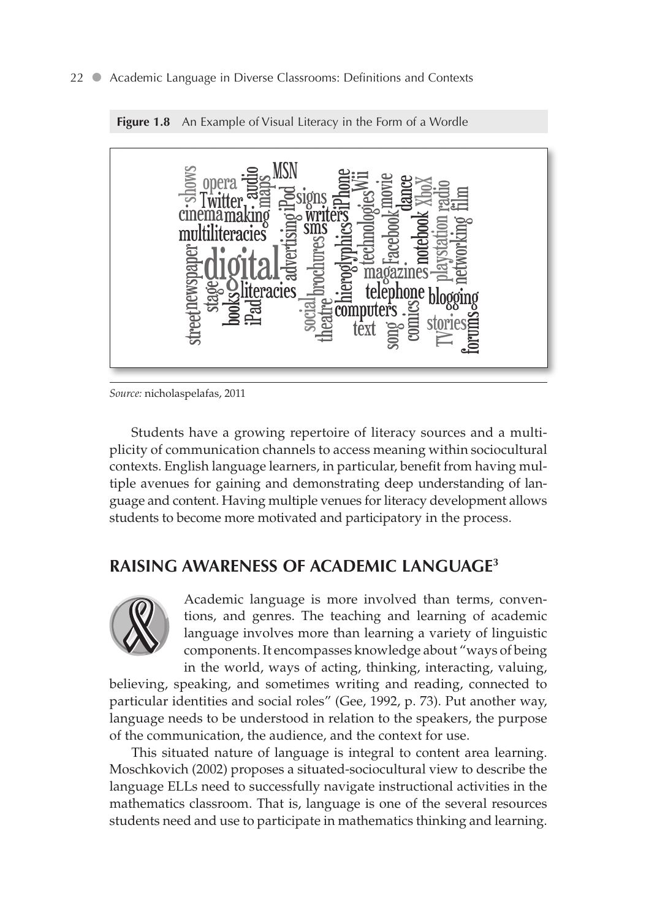**Figure 1.8** An Example of Visual Literacy in the Form of a Wordle

*Source:* nicholaspelafas, 2011

Students have a growing repertoire of literacy sources and a multiplicity of communication channels to access meaning within sociocultural contexts. English language learners, in particular, benefit from having multiple avenues for gaining and demonstrating deep understanding of language and content. Having multiple venues for literacy development allows students to become more motivated and participatory in the process.

## RAISING AWARENESS OF ACADEMIC LANGUAGE[3]

Academic language is more involved than terms, conventions, and genres. The teaching and learning of academic language involves more than learning a variety of linguistic components. It encompasses knowledge about "ways of being in the world, ways of acting, thinking, interacting, valuing, believing, speaking, and sometimes writing and reading, connected to particular identities and social roles" (Gee, 1992, p. 73). Put another way, language needs to be understood in relation to the speakers, the purpose of the communication, the audience, and the context for use.

This situated nature of language is integral to content area learning. Moschkovich (2002) proposes a situated-sociocultural view to describe the language ELLs need to successfully navigate instructional activities in the mathematics classroom. That is, language is one of the several resources students need and use to participate in mathematics thinking and learning.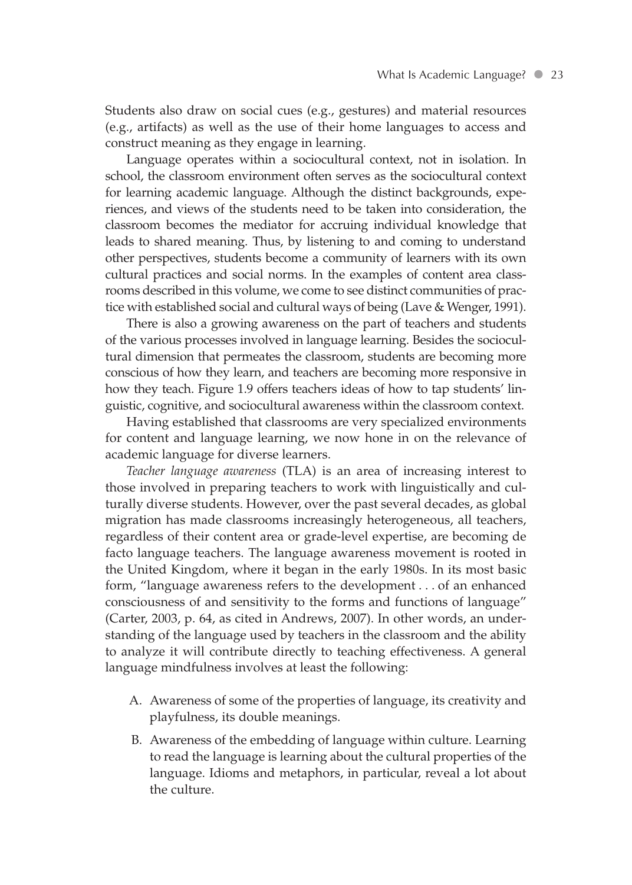Students also draw on social cues (e.g., gestures) and material resources (e.g., artifacts) as well as the use of their home languages to access and construct meaning as they engage in learning.

Language operates within a sociocultural context, not in isolation. In school, the classroom environment often serves as the sociocultural context for learning academic language. Although the distinct backgrounds, experiences, and views of the students need to be taken into consideration, the classroom becomes the mediator for accruing individual knowledge that leads to shared meaning. Thus, by listening to and coming to understand other perspectives, students become a community of learners with its own cultural practices and social norms. In the examples of content area classrooms described in this volume, we come to see distinct communities of practice with established social and cultural ways of being (Lave & Wenger, 1991).

There is also a growing awareness on the part of teachers and students of the various processes involved in language learning. Besides the sociocultural dimension that permeates the classroom, students are becoming more conscious of how they learn, and teachers are becoming more responsive in how they teach. Figure 1.9 offers teachers ideas of how to tap students' linguistic, cognitive, and sociocultural awareness within the classroom context.

Having established that classrooms are very specialized environments for content and language learning, we now hone in on the relevance of academic language for diverse learners.

*Teacher language awareness* (TLA) is an area of increasing interest to those involved in preparing teachers to work with linguistically and culturally diverse students. However, over the past several decades, as global migration has made classrooms increasingly heterogeneous, all teachers, regardless of their content area or grade-level expertise, are becoming de facto language teachers. The language awareness movement is rooted in the United Kingdom, where it began in the early 1980s. In its most basic form, "language awareness refers to the development . . . of an enhanced consciousness of and sensitivity to the forms and functions of language" (Carter, 2003, p. 64, as cited in Andrews, 2007). In other words, an understanding of the language used by teachers in the classroom and the ability to analyze it will contribute directly to teaching effectiveness. A general language mindfulness involves at least the following:

A. Awareness of some of the properties of language, its creativity and playfulness, its double meanings.

B. Awareness of the embedding of language within culture. Learning to read the language is learning about the cultural properties of the language. Idioms and metaphors, in particular, reveal a lot about the culture.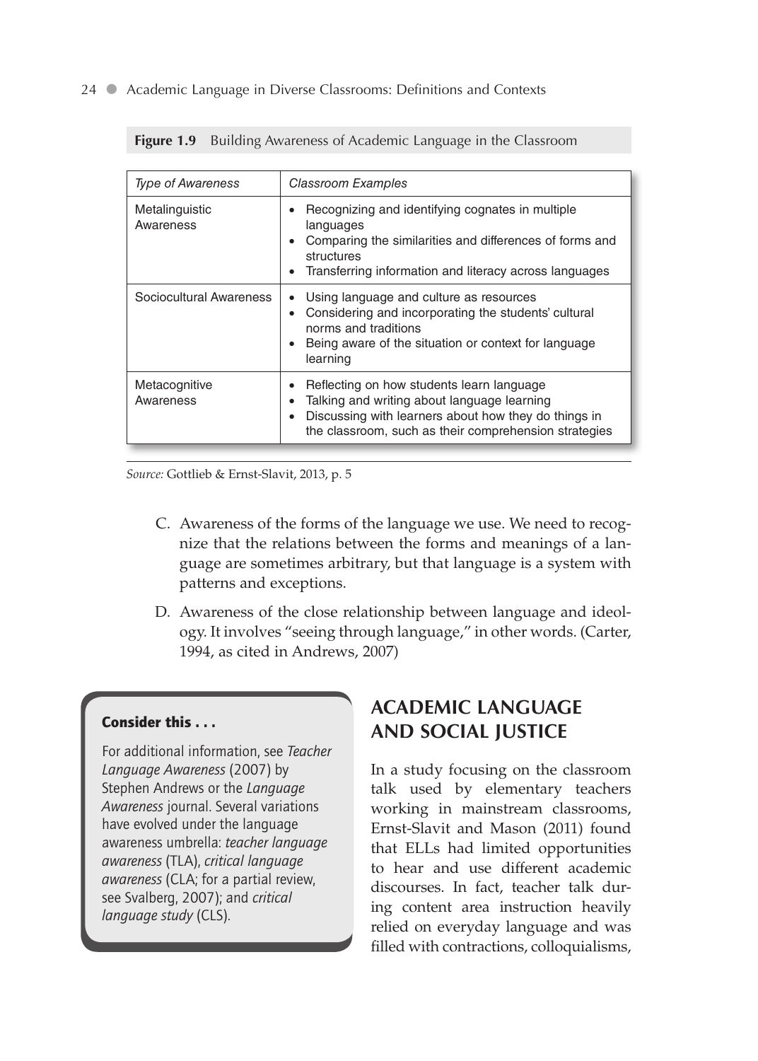**Figure 1.9** Building Awareness of Academic Language in the Classroom

| *Type of Awareness* | *Classroom Examples* |
|---|---|
| Metalinguistic Awareness | • Recognizing and identifying cognates in multiple languages<br>• Comparing the similarities and differences of forms and structures<br>• Transferring information and literacy across languages |
| Sociocultural Awareness | • Using language and culture as resources<br>• Considering and incorporating the students' cultural norms and traditions<br>• Being aware of the situation or context for language learning |
| Metacognitive Awareness | • Reflecting on how students learn language<br>• Talking and writing about language learning<br>• Discussing with learners about how they do things in the classroom, such as their comprehension strategies |

*Source:* Gottlieb & Ernst-Slavit, 2013, p. 5

C. Awareness of the forms of the language we use. We need to recognize that the relations between the forms and meanings of a language are sometimes arbitrary, but that language is a system with patterns and exceptions.

D. Awareness of the close relationship between language and ideology. It involves "seeing through language," in other words. (Carter, 1994, as cited in Andrews, 2007)

**Consider this . . .**

For additional information, see *Teacher Language Awareness* (2007) by Stephen Andrews or the *Language Awareness* journal. Several variations have evolved under the language awareness umbrella: *teacher language awareness* (TLA), *critical language awareness* (CLA; for a partial review, see Svalberg, 2007); and *critical language study* (CLS).

## ACADEMIC LANGUAGE AND SOCIAL JUSTICE

In a study focusing on the classroom talk used by elementary teachers working in mainstream classrooms, Ernst-Slavit and Mason (2011) found that ELLs had limited opportunities to hear and use different academic discourses. In fact, teacher talk during content area instruction heavily relied on everyday language and was filled with contractions, colloquialisms,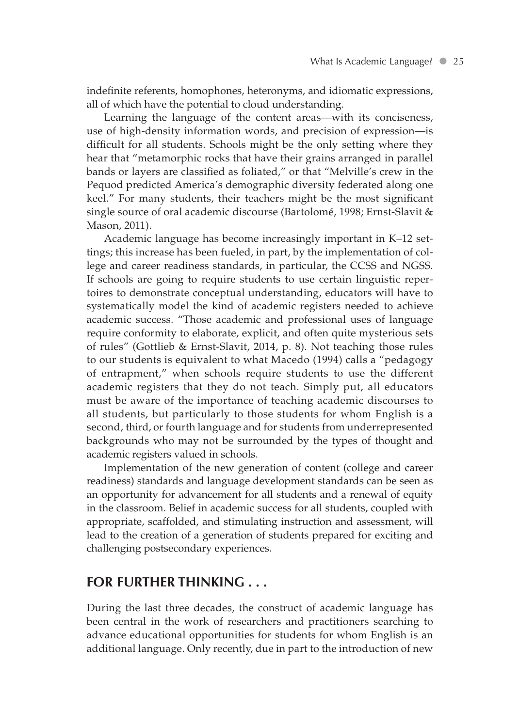indefinite referents, homophones, heteronyms, and idiomatic expressions, all of which have the potential to cloud understanding.

Learning the language of the content areas—with its conciseness, use of high-density information words, and precision of expression—is difficult for all students. Schools might be the only setting where they hear that "metamorphic rocks that have their grains arranged in parallel bands or layers are classified as foliated," or that "Melville's crew in the Pequod predicted America's demographic diversity federated along one keel." For many students, their teachers might be the most significant single source of oral academic discourse (Bartolomé, 1998; Ernst-Slavit & Mason, 2011).

Academic language has become increasingly important in K–12 settings; this increase has been fueled, in part, by the implementation of college and career readiness standards, in particular, the CCSS and NGSS. If schools are going to require students to use certain linguistic repertoires to demonstrate conceptual understanding, educators will have to systematically model the kind of academic registers needed to achieve academic success. "Those academic and professional uses of language require conformity to elaborate, explicit, and often quite mysterious sets of rules" (Gottlieb & Ernst-Slavit, 2014, p. 8). Not teaching those rules to our students is equivalent to what Macedo (1994) calls a "pedagogy of entrapment," when schools require students to use the different academic registers that they do not teach. Simply put, all educators must be aware of the importance of teaching academic discourses to all students, but particularly to those students for whom English is a second, third, or fourth language and for students from underrepresented backgrounds who may not be surrounded by the types of thought and academic registers valued in schools.

Implementation of the new generation of content (college and career readiness) standards and language development standards can be seen as an opportunity for advancement for all students and a renewal of equity in the classroom. Belief in academic success for all students, coupled with appropriate, scaffolded, and stimulating instruction and assessment, will lead to the creation of a generation of students prepared for exciting and challenging postsecondary experiences.

## FOR FURTHER THINKING . . .

During the last three decades, the construct of academic language has been central in the work of researchers and practitioners searching to advance educational opportunities for students for whom English is an additional language. Only recently, due in part to the introduction of new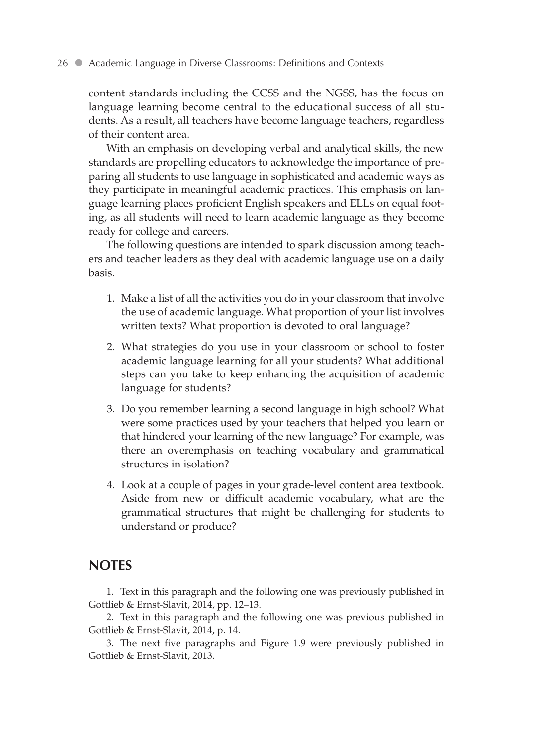content standards including the CCSS and the NGSS, has the focus on language learning become central to the educational success of all students. As a result, all teachers have become language teachers, regardless of their content area.

With an emphasis on developing verbal and analytical skills, the new standards are propelling educators to acknowledge the importance of preparing all students to use language in sophisticated and academic ways as they participate in meaningful academic practices. This emphasis on language learning places proficient English speakers and ELLs on equal footing, as all students will need to learn academic language as they become ready for college and careers.

The following questions are intended to spark discussion among teachers and teacher leaders as they deal with academic language use on a daily basis.

1. Make a list of all the activities you do in your classroom that involve the use of academic language. What proportion of your list involves written texts? What proportion is devoted to oral language?
2. What strategies do you use in your classroom or school to foster academic language learning for all your students? What additional steps can you take to keep enhancing the acquisition of academic language for students?
3. Do you remember learning a second language in high school? What were some practices used by your teachers that helped you learn or that hindered your learning of the new language? For example, was there an overemphasis on teaching vocabulary and grammatical structures in isolation?
4. Look at a couple of pages in your grade-level content area textbook. Aside from new or difficult academic vocabulary, what are the grammatical structures that might be challenging for students to understand or produce?

## NOTES

1. Text in this paragraph and the following one was previously published in Gottlieb & Ernst-Slavit, 2014, pp. 12–13.

2. Text in this paragraph and the following one was previous published in Gottlieb & Ernst-Slavit, 2014, p. 14.

3. The next five paragraphs and Figure 1.9 were previously published in Gottlieb & Ernst-Slavit, 2013.